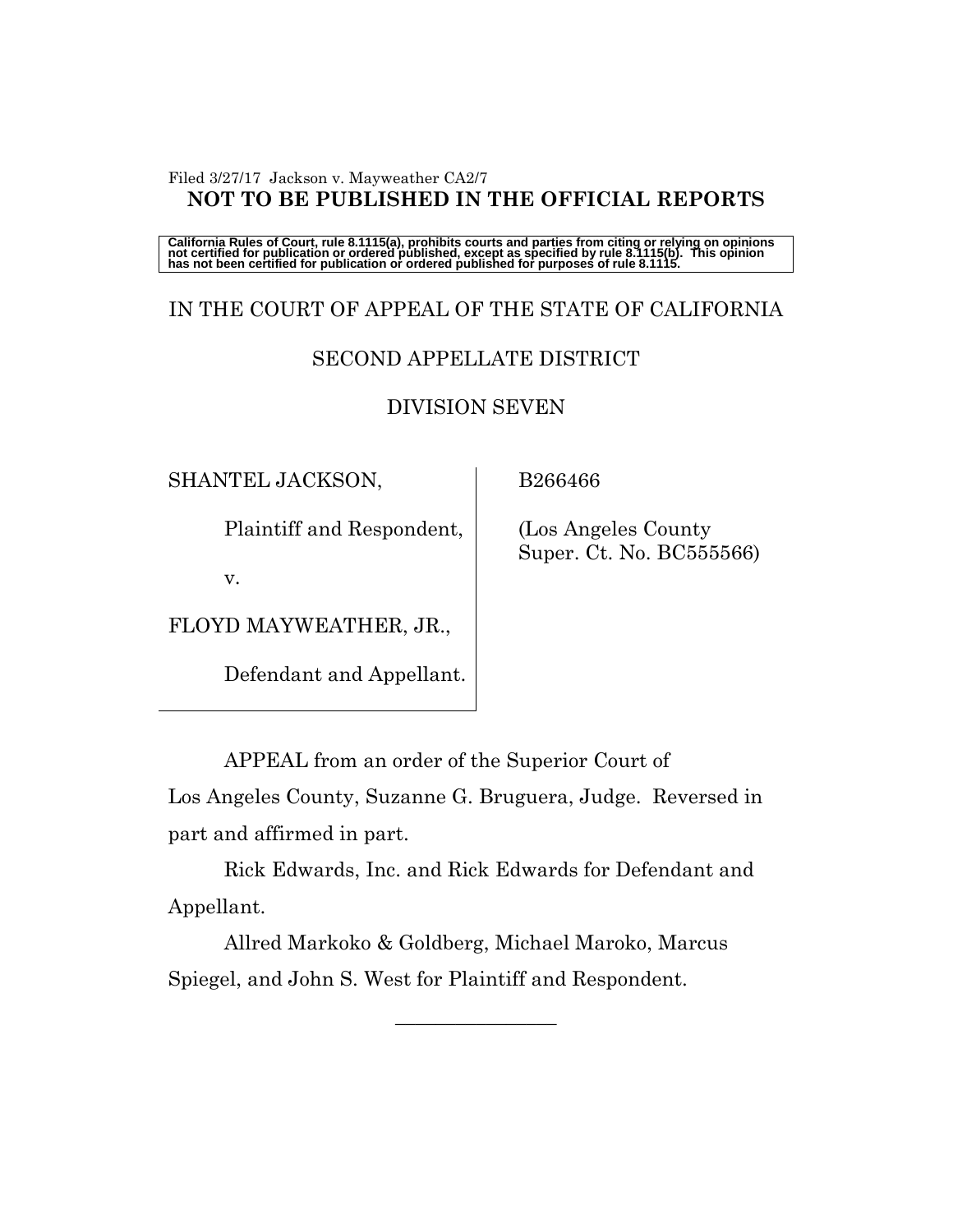Filed 3/27/17 Jackson v. Mayweather CA2/7

**NOT TO BE PUBLISHED IN THE OFFICIAL REPORTS**

**California Rules of Court, rule 8.1115(a), prohibits courts and parties from citing or relying on opinions not certified for publication or ordered published, except as specified by rule 8.1115(b). This opinion has not been certified for publication or ordered published for purposes of rule 8.1115.**

IN THE COURT OF APPEAL OF THE STATE OF CALIFORNIA

SECOND APPELLATE DISTRICT

DIVISION SEVEN

| | |
|---|---|
| SHANTEL JACKSON,<br><br>Plaintiff and Respondent,<br><br>v.<br><br>FLOYD MAYWEATHER, JR.,<br><br>Defendant and Appellant. | B266466<br><br>(Los Angeles County Super. Ct. No. BC555566) |

APPEAL from an order of the Superior Court of Los Angeles County, Suzanne G. Bruguera, Judge. Reversed in part and affirmed in part.

Rick Edwards, Inc. and Rick Edwards for Defendant and Appellant.

Allred Markoko & Goldberg, Michael Maroko, Marcus Spiegel, and John S. West for Plaintiff and Respondent.

________________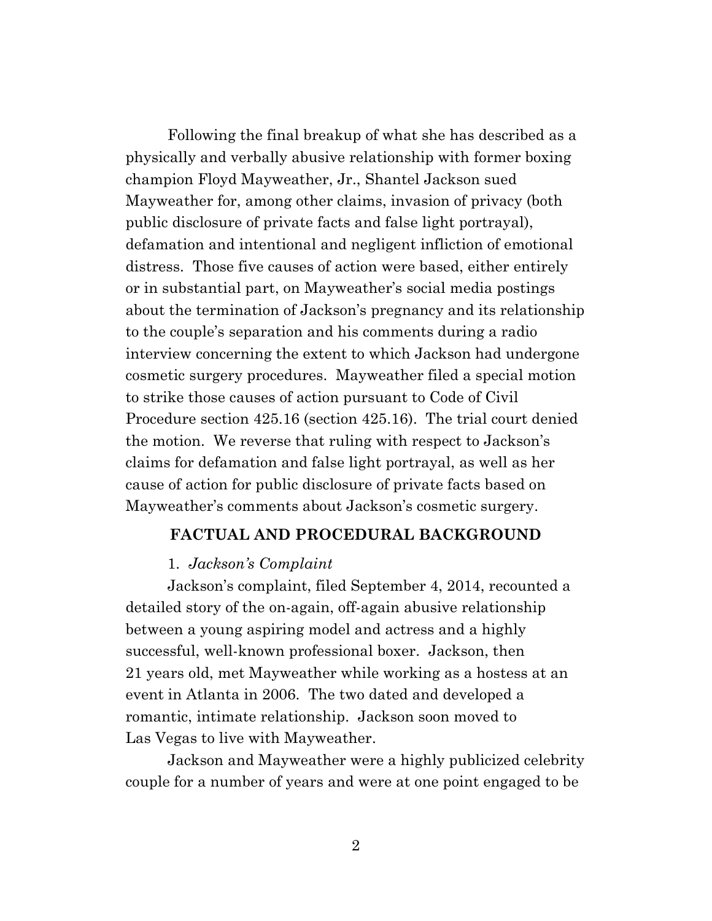Following the final breakup of what she has described as a physically and verbally abusive relationship with former boxing champion Floyd Mayweather, Jr., Shantel Jackson sued Mayweather for, among other claims, invasion of privacy (both public disclosure of private facts and false light portrayal), defamation and intentional and negligent infliction of emotional distress. Those five causes of action were based, either entirely or in substantial part, on Mayweather's social media postings about the termination of Jackson's pregnancy and its relationship to the couple's separation and his comments during a radio interview concerning the extent to which Jackson had undergone cosmetic surgery procedures. Mayweather filed a special motion to strike those causes of action pursuant to Code of Civil Procedure section 425.16 (section 425.16). The trial court denied the motion. We reverse that ruling with respect to Jackson's claims for defamation and false light portrayal, as well as her cause of action for public disclosure of private facts based on Mayweather's comments about Jackson's cosmetic surgery.

## FACTUAL AND PROCEDURAL BACKGROUND

1. *Jackson's Complaint*

Jackson's complaint, filed September 4, 2014, recounted a detailed story of the on-again, off-again abusive relationship between a young aspiring model and actress and a highly successful, well-known professional boxer. Jackson, then 21 years old, met Mayweather while working as a hostess at an event in Atlanta in 2006. The two dated and developed a romantic, intimate relationship. Jackson soon moved to Las Vegas to live with Mayweather.

Jackson and Mayweather were a highly publicized celebrity couple for a number of years and were at one point engaged to be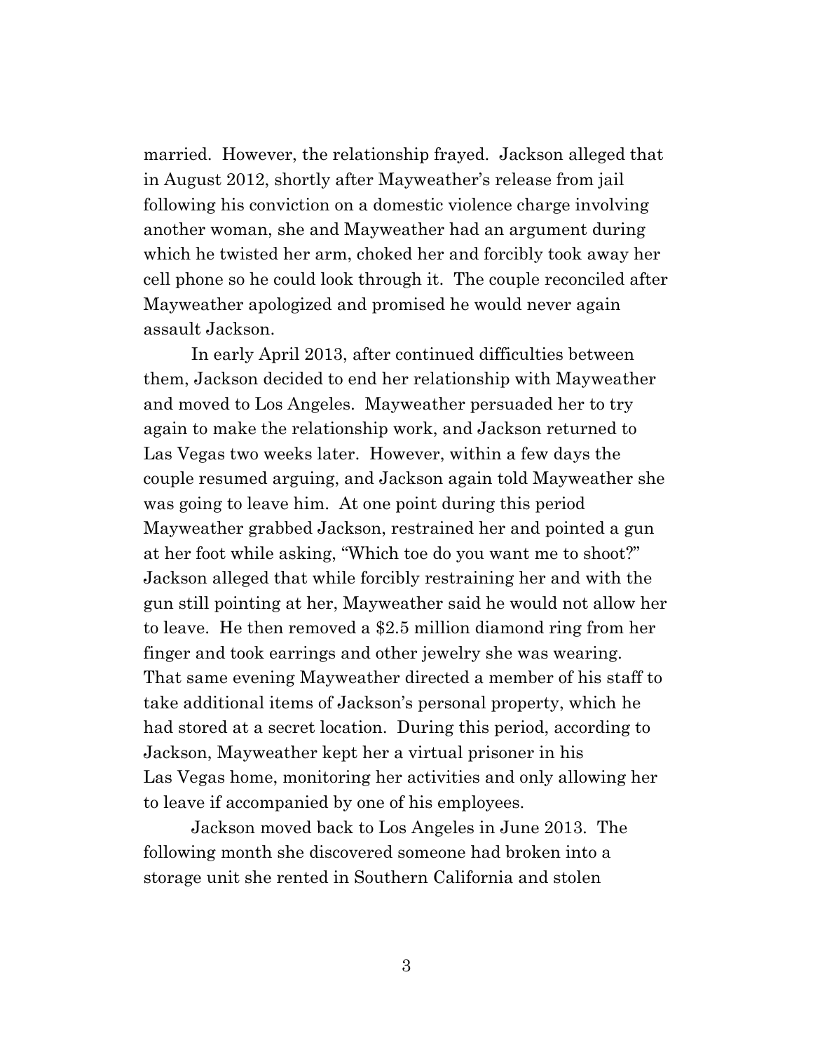married. However, the relationship frayed. Jackson alleged that in August 2012, shortly after Mayweather's release from jail following his conviction on a domestic violence charge involving another woman, she and Mayweather had an argument during which he twisted her arm, choked her and forcibly took away her cell phone so he could look through it. The couple reconciled after Mayweather apologized and promised he would never again assault Jackson.

In early April 2013, after continued difficulties between them, Jackson decided to end her relationship with Mayweather and moved to Los Angeles. Mayweather persuaded her to try again to make the relationship work, and Jackson returned to Las Vegas two weeks later. However, within a few days the couple resumed arguing, and Jackson again told Mayweather she was going to leave him. At one point during this period Mayweather grabbed Jackson, restrained her and pointed a gun at her foot while asking, "Which toe do you want me to shoot?" Jackson alleged that while forcibly restraining her and with the gun still pointing at her, Mayweather said he would not allow her to leave. He then removed a $2.5 million diamond ring from her finger and took earrings and other jewelry she was wearing. That same evening Mayweather directed a member of his staff to take additional items of Jackson's personal property, which he had stored at a secret location. During this period, according to Jackson, Mayweather kept her a virtual prisoner in his Las Vegas home, monitoring her activities and only allowing her to leave if accompanied by one of his employees.

Jackson moved back to Los Angeles in June 2013. The following month she discovered someone had broken into a storage unit she rented in Southern California and stolen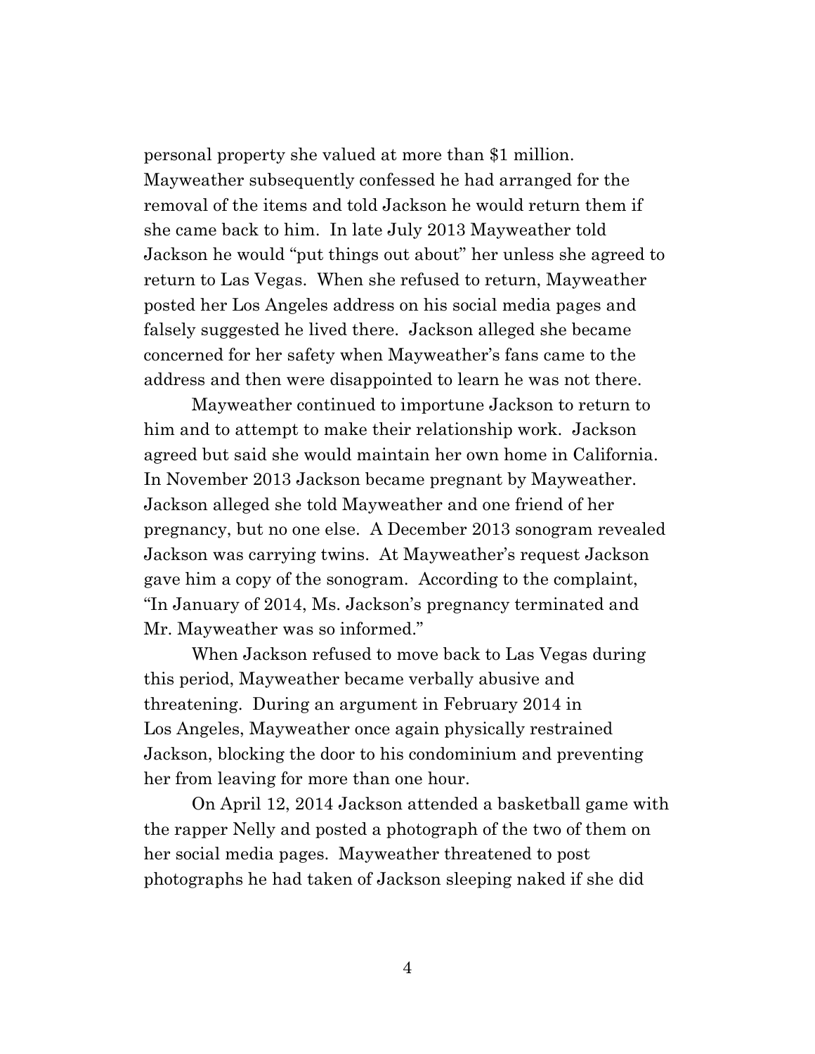personal property she valued at more than $1 million. Mayweather subsequently confessed he had arranged for the removal of the items and told Jackson he would return them if she came back to him. In late July 2013 Mayweather told Jackson he would "put things out about" her unless she agreed to return to Las Vegas. When she refused to return, Mayweather posted her Los Angeles address on his social media pages and falsely suggested he lived there. Jackson alleged she became concerned for her safety when Mayweather's fans came to the address and then were disappointed to learn he was not there.

Mayweather continued to importune Jackson to return to him and to attempt to make their relationship work. Jackson agreed but said she would maintain her own home in California. In November 2013 Jackson became pregnant by Mayweather. Jackson alleged she told Mayweather and one friend of her pregnancy, but no one else. A December 2013 sonogram revealed Jackson was carrying twins. At Mayweather's request Jackson gave him a copy of the sonogram. According to the complaint, "In January of 2014, Ms. Jackson's pregnancy terminated and Mr. Mayweather was so informed."

When Jackson refused to move back to Las Vegas during this period, Mayweather became verbally abusive and threatening. During an argument in February 2014 in Los Angeles, Mayweather once again physically restrained Jackson, blocking the door to his condominium and preventing her from leaving for more than one hour.

On April 12, 2014 Jackson attended a basketball game with the rapper Nelly and posted a photograph of the two of them on her social media pages. Mayweather threatened to post photographs he had taken of Jackson sleeping naked if she did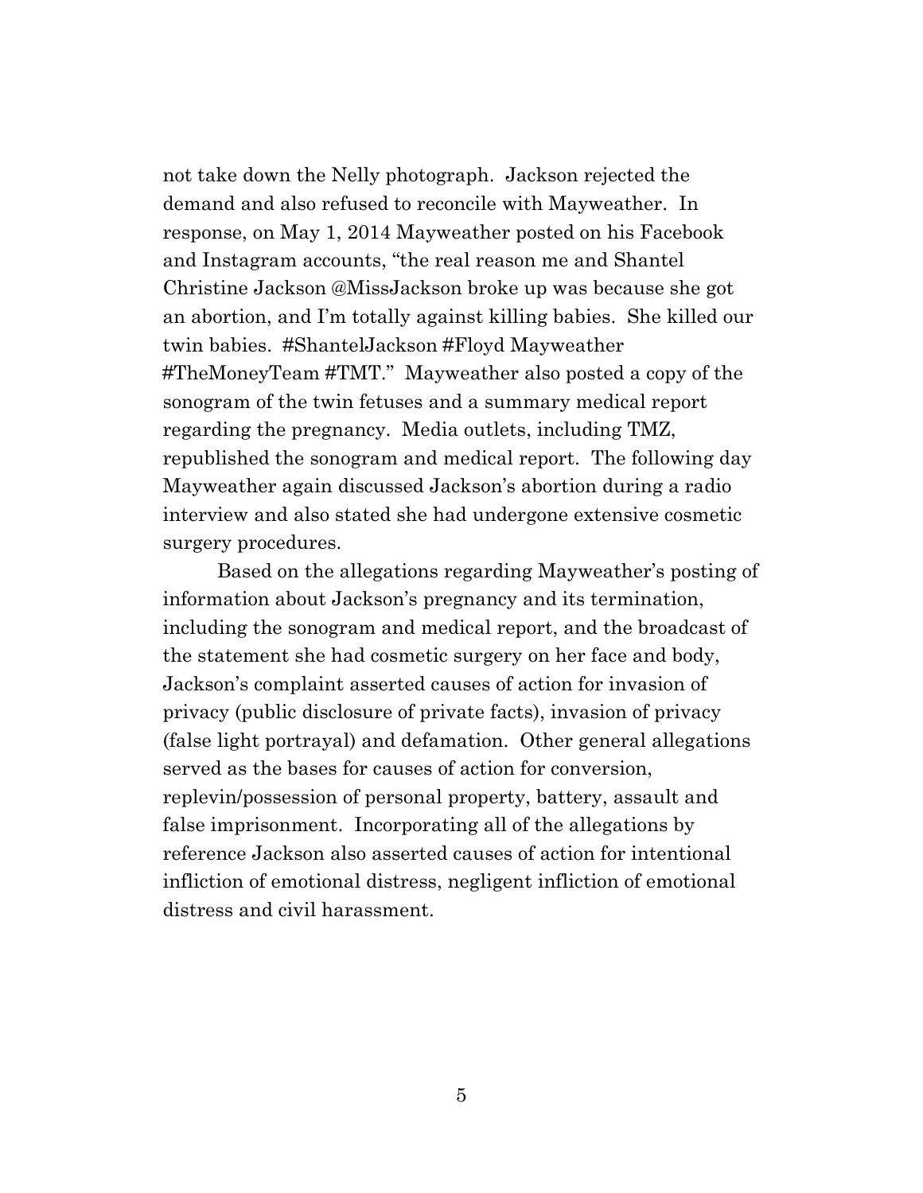not take down the Nelly photograph. Jackson rejected the demand and also refused to reconcile with Mayweather. In response, on May 1, 2014 Mayweather posted on his Facebook and Instagram accounts, "the real reason me and Shantel Christine Jackson @MissJackson broke up was because she got an abortion, and I'm totally against killing babies. She killed our twin babies. #ShantelJackson #Floyd Mayweather #TheMoneyTeam #TMT." Mayweather also posted a copy of the sonogram of the twin fetuses and a summary medical report regarding the pregnancy. Media outlets, including TMZ, republished the sonogram and medical report. The following day Mayweather again discussed Jackson's abortion during a radio interview and also stated she had undergone extensive cosmetic surgery procedures.

Based on the allegations regarding Mayweather's posting of information about Jackson's pregnancy and its termination, including the sonogram and medical report, and the broadcast of the statement she had cosmetic surgery on her face and body, Jackson's complaint asserted causes of action for invasion of privacy (public disclosure of private facts), invasion of privacy (false light portrayal) and defamation. Other general allegations served as the bases for causes of action for conversion, replevin/possession of personal property, battery, assault and false imprisonment. Incorporating all of the allegations by reference Jackson also asserted causes of action for intentional infliction of emotional distress, negligent infliction of emotional distress and civil harassment.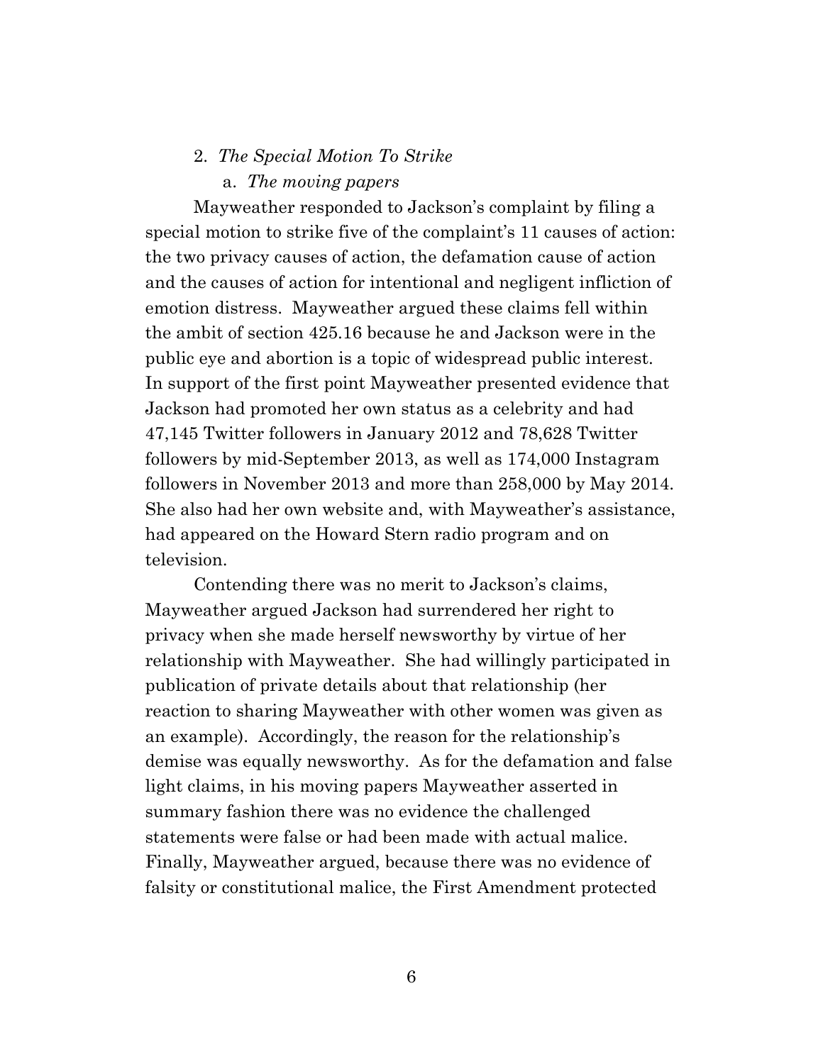### 2. *The Special Motion To Strike*

#### a. *The moving papers*

Mayweather responded to Jackson's complaint by filing a special motion to strike five of the complaint's 11 causes of action: the two privacy causes of action, the defamation cause of action and the causes of action for intentional and negligent infliction of emotion distress. Mayweather argued these claims fell within the ambit of section 425.16 because he and Jackson were in the public eye and abortion is a topic of widespread public interest. In support of the first point Mayweather presented evidence that Jackson had promoted her own status as a celebrity and had 47,145 Twitter followers in January 2012 and 78,628 Twitter followers by mid-September 2013, as well as 174,000 Instagram followers in November 2013 and more than 258,000 by May 2014. She also had her own website and, with Mayweather's assistance, had appeared on the Howard Stern radio program and on television.

Contending there was no merit to Jackson's claims, Mayweather argued Jackson had surrendered her right to privacy when she made herself newsworthy by virtue of her relationship with Mayweather. She had willingly participated in publication of private details about that relationship (her reaction to sharing Mayweather with other women was given as an example). Accordingly, the reason for the relationship's demise was equally newsworthy. As for the defamation and false light claims, in his moving papers Mayweather asserted in summary fashion there was no evidence the challenged statements were false or had been made with actual malice. Finally, Mayweather argued, because there was no evidence of falsity or constitutional malice, the First Amendment protected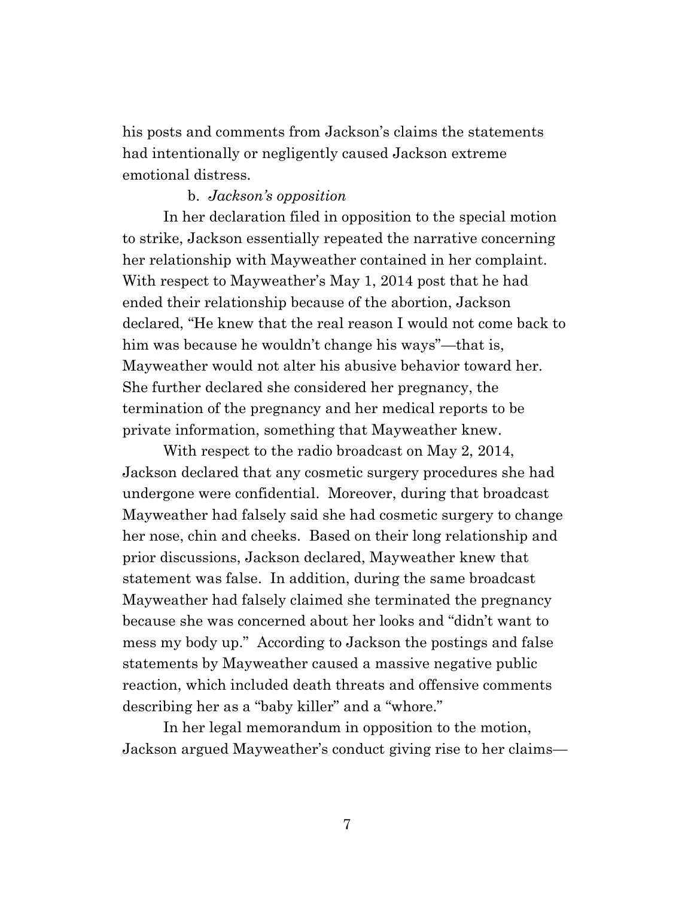his posts and comments from Jackson's claims the statements had intentionally or negligently caused Jackson extreme emotional distress.

b. *Jackson's opposition*

In her declaration filed in opposition to the special motion to strike, Jackson essentially repeated the narrative concerning her relationship with Mayweather contained in her complaint. With respect to Mayweather's May 1, 2014 post that he had ended their relationship because of the abortion, Jackson declared, "He knew that the real reason I would not come back to him was because he wouldn't change his ways"—that is, Mayweather would not alter his abusive behavior toward her. She further declared she considered her pregnancy, the termination of the pregnancy and her medical reports to be private information, something that Mayweather knew.

With respect to the radio broadcast on May 2, 2014, Jackson declared that any cosmetic surgery procedures she had undergone were confidential. Moreover, during that broadcast Mayweather had falsely said she had cosmetic surgery to change her nose, chin and cheeks. Based on their long relationship and prior discussions, Jackson declared, Mayweather knew that statement was false. In addition, during the same broadcast Mayweather had falsely claimed she terminated the pregnancy because she was concerned about her looks and "didn't want to mess my body up." According to Jackson the postings and false statements by Mayweather caused a massive negative public reaction, which included death threats and offensive comments describing her as a "baby killer" and a "whore."

In her legal memorandum in opposition to the motion, Jackson argued Mayweather's conduct giving rise to her claims—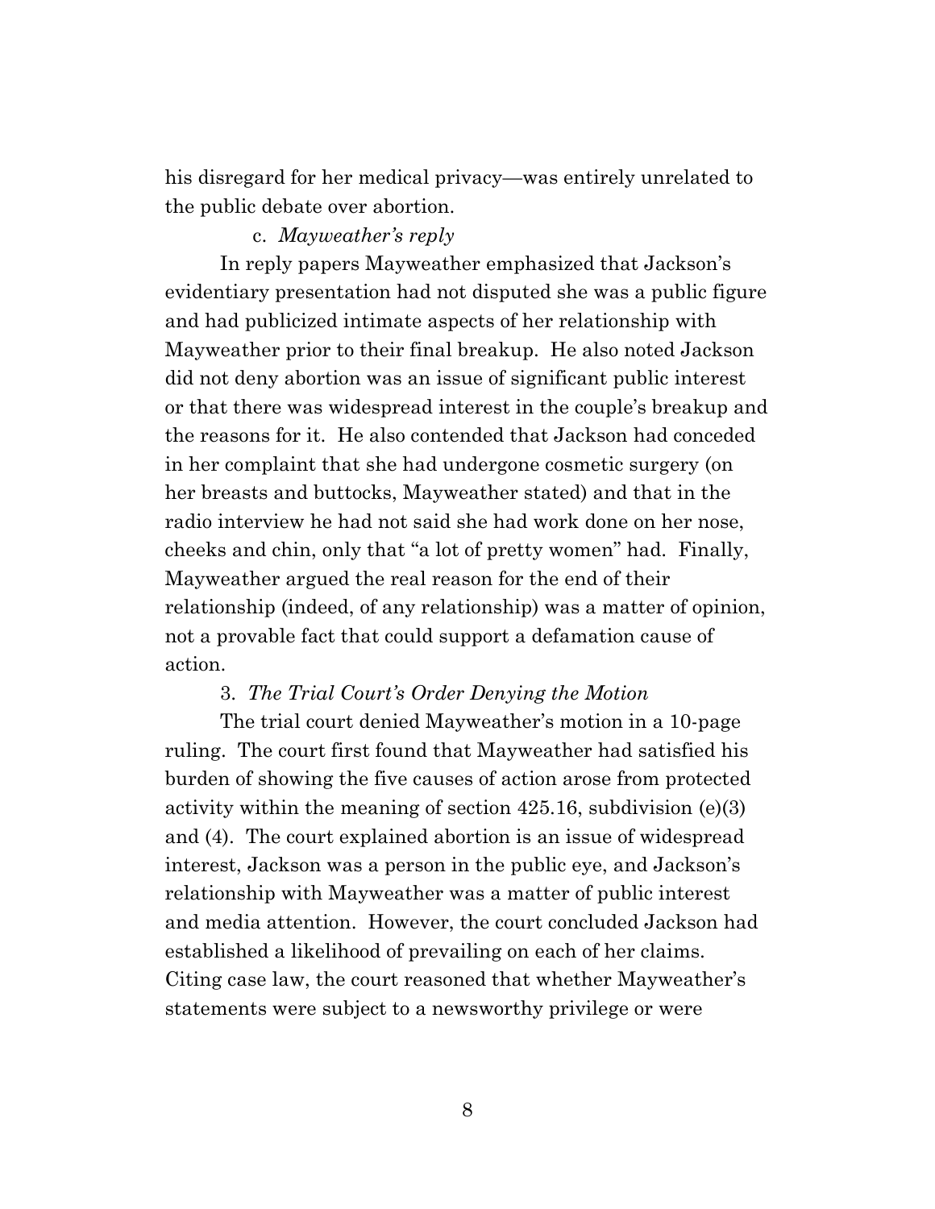his disregard for her medical privacy—was entirely unrelated to the public debate over abortion.

c. *Mayweather's reply*

In reply papers Mayweather emphasized that Jackson's evidentiary presentation had not disputed she was a public figure and had publicized intimate aspects of her relationship with Mayweather prior to their final breakup. He also noted Jackson did not deny abortion was an issue of significant public interest or that there was widespread interest in the couple's breakup and the reasons for it. He also contended that Jackson had conceded in her complaint that she had undergone cosmetic surgery (on her breasts and buttocks, Mayweather stated) and that in the radio interview he had not said she had work done on her nose, cheeks and chin, only that "a lot of pretty women" had. Finally, Mayweather argued the real reason for the end of their relationship (indeed, of any relationship) was a matter of opinion, not a provable fact that could support a defamation cause of action.

3. *The Trial Court's Order Denying the Motion*

The trial court denied Mayweather's motion in a 10-page ruling. The court first found that Mayweather had satisfied his burden of showing the five causes of action arose from protected activity within the meaning of section 425.16, subdivision (e)(3) and (4). The court explained abortion is an issue of widespread interest, Jackson was a person in the public eye, and Jackson's relationship with Mayweather was a matter of public interest and media attention. However, the court concluded Jackson had established a likelihood of prevailing on each of her claims. Citing case law, the court reasoned that whether Mayweather's statements were subject to a newsworthy privilege or were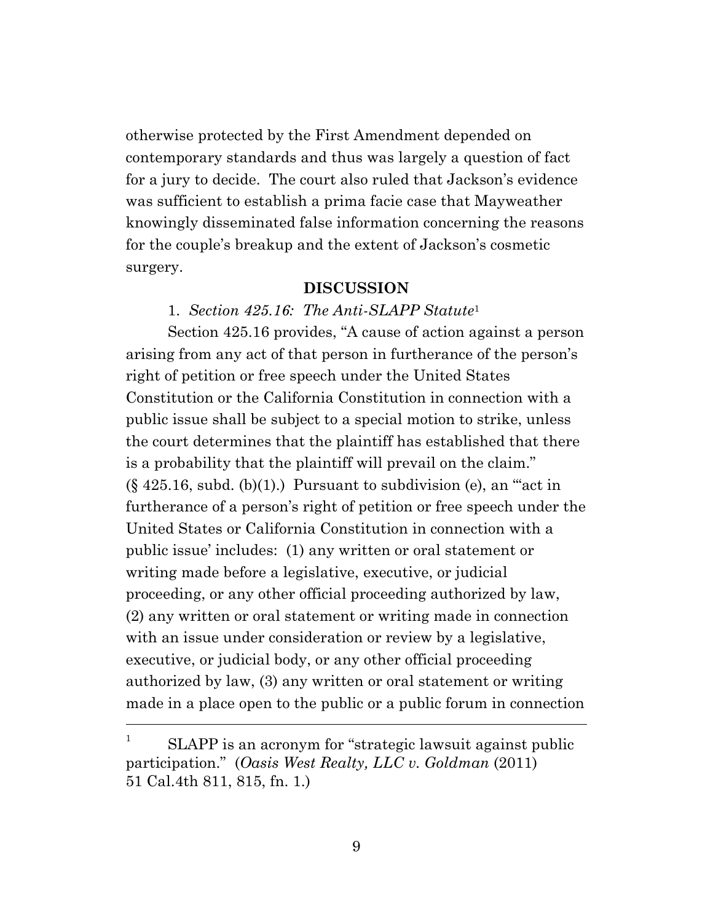otherwise protected by the First Amendment depended on contemporary standards and thus was largely a question of fact for a jury to decide. The court also ruled that Jackson's evidence was sufficient to establish a prima facie case that Mayweather knowingly disseminated false information concerning the reasons for the couple's breakup and the extent of Jackson's cosmetic surgery.

## DISCUSSION

1. *Section 425.16: The Anti-SLAPP Statute*[1]

Section 425.16 provides, "A cause of action against a person arising from any act of that person in furtherance of the person's right of petition or free speech under the United States Constitution or the California Constitution in connection with a public issue shall be subject to a special motion to strike, unless the court determines that the plaintiff has established that there is a probability that the plaintiff will prevail on the claim." (§ 425.16, subd. (b)(1).) Pursuant to subdivision (e), an "'act in furtherance of a person's right of petition or free speech under the United States or California Constitution in connection with a public issue' includes: (1) any written or oral statement or writing made before a legislative, executive, or judicial proceeding, or any other official proceeding authorized by law, (2) any written or oral statement or writing made in connection with an issue under consideration or review by a legislative, executive, or judicial body, or any other official proceeding authorized by law, (3) any written or oral statement or writing made in a place open to the public or a public forum in connection

---

[1] SLAPP is an acronym for "strategic lawsuit against public participation." (*Oasis West Realty, LLC v. Goldman* (2011) 51 Cal.4th 811, 815, fn. 1.)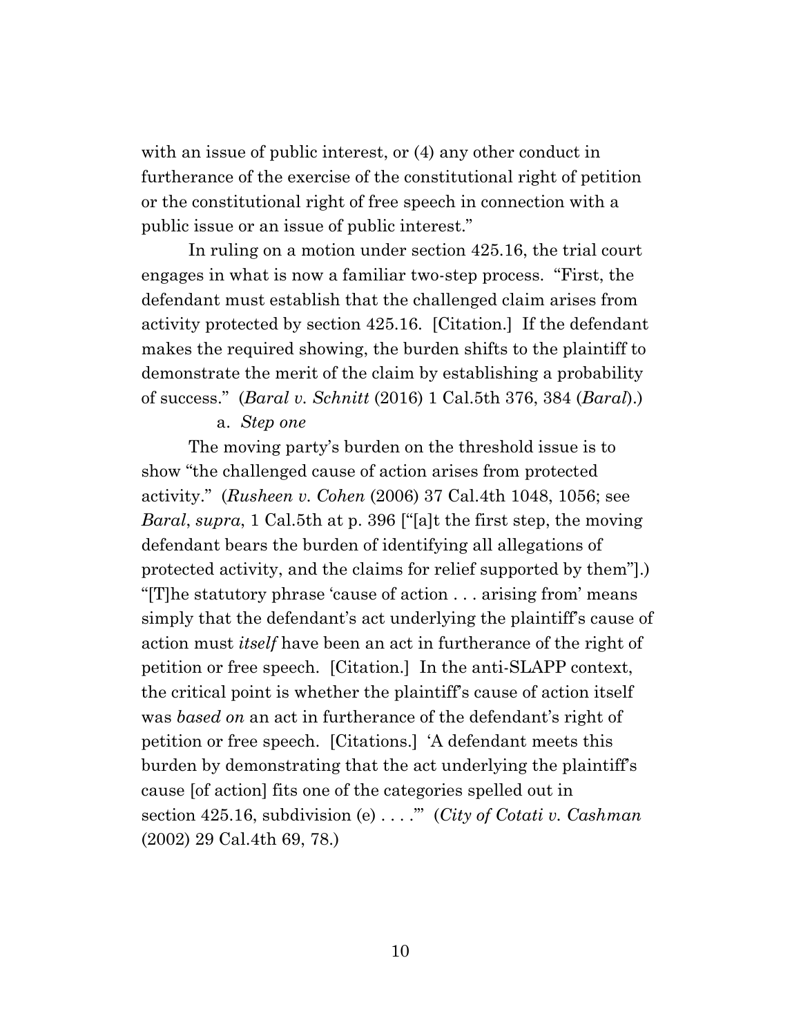with an issue of public interest, or (4) any other conduct in furtherance of the exercise of the constitutional right of petition or the constitutional right of free speech in connection with a public issue or an issue of public interest."

In ruling on a motion under section 425.16, the trial court engages in what is now a familiar two-step process. "First, the defendant must establish that the challenged claim arises from activity protected by section 425.16. [Citation.] If the defendant makes the required showing, the burden shifts to the plaintiff to demonstrate the merit of the claim by establishing a probability of success." (*Baral v. Schnitt* (2016) 1 Cal.5th 376, 384 (*Baral*).)

a. *Step one*

The moving party's burden on the threshold issue is to show "the challenged cause of action arises from protected activity." (*Rusheen v. Cohen* (2006) 37 Cal.4th 1048, 1056; see *Baral*, *supra*, 1 Cal.5th at p. 396 ["[a]t the first step, the moving defendant bears the burden of identifying all allegations of protected activity, and the claims for relief supported by them"].) "[T]he statutory phrase 'cause of action . . . arising from' means simply that the defendant's act underlying the plaintiff's cause of action must *itself* have been an act in furtherance of the right of petition or free speech. [Citation.] In the anti-SLAPP context, the critical point is whether the plaintiff's cause of action itself was *based on* an act in furtherance of the defendant's right of petition or free speech. [Citations.] 'A defendant meets this burden by demonstrating that the act underlying the plaintiff's cause [of action] fits one of the categories spelled out in section 425.16, subdivision (e) . . . .'" (*City of Cotati v. Cashman* (2002) 29 Cal.4th 69, 78.)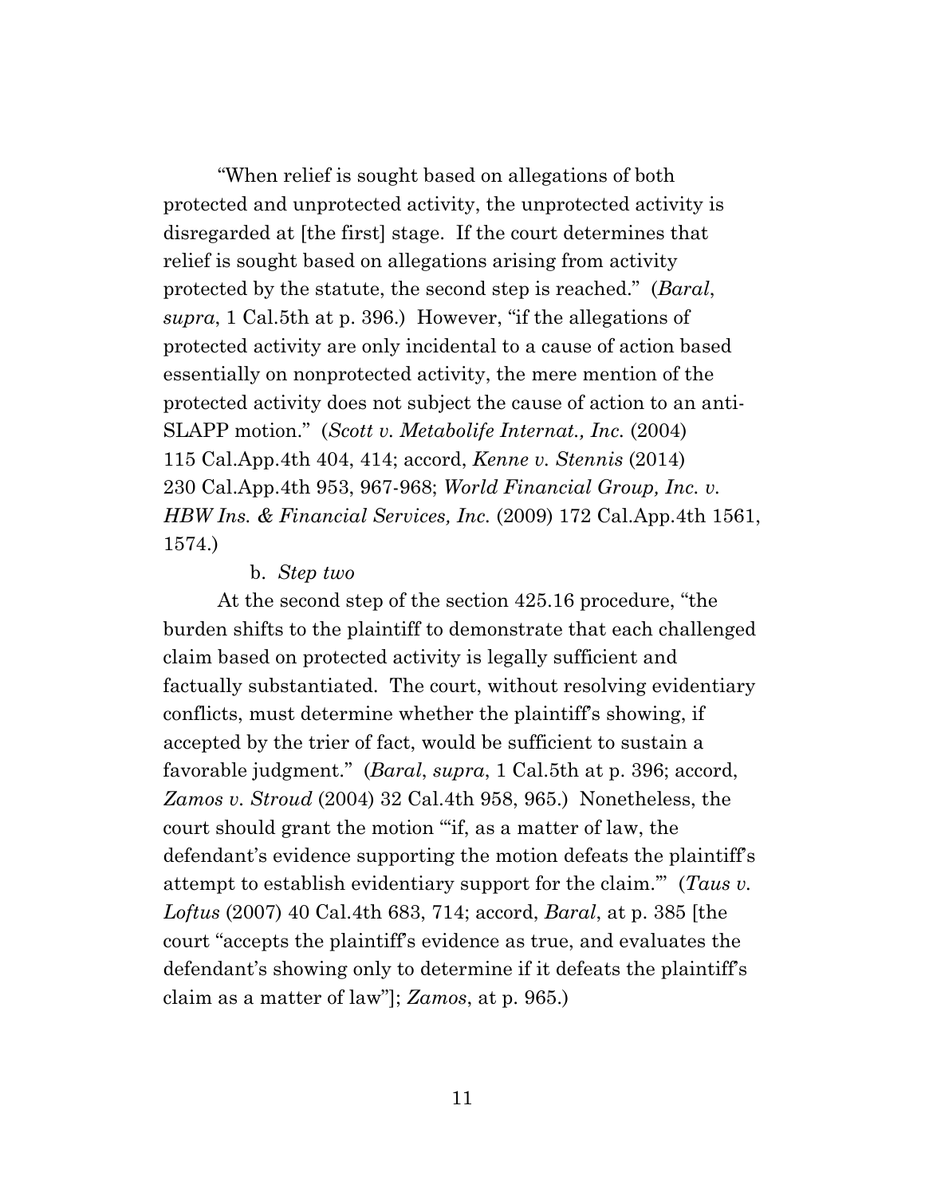"When relief is sought based on allegations of both protected and unprotected activity, the unprotected activity is disregarded at [the first] stage. If the court determines that relief is sought based on allegations arising from activity protected by the statute, the second step is reached." (*Baral*, *supra*, 1 Cal.5th at p. 396.) However, "if the allegations of protected activity are only incidental to a cause of action based essentially on nonprotected activity, the mere mention of the protected activity does not subject the cause of action to an anti-SLAPP motion." (*Scott v. Metabolife Internat., Inc.* (2004) 115 Cal.App.4th 404, 414; accord, *Kenne v. Stennis* (2014) 230 Cal.App.4th 953, 967-968; *World Financial Group, Inc. v. HBW Ins. & Financial Services, Inc.* (2009) 172 Cal.App.4th 1561, 1574.)

b. *Step two*

At the second step of the section 425.16 procedure, "the burden shifts to the plaintiff to demonstrate that each challenged claim based on protected activity is legally sufficient and factually substantiated. The court, without resolving evidentiary conflicts, must determine whether the plaintiff's showing, if accepted by the trier of fact, would be sufficient to sustain a favorable judgment." (*Baral*, *supra*, 1 Cal.5th at p. 396; accord, *Zamos v. Stroud* (2004) 32 Cal.4th 958, 965.) Nonetheless, the court should grant the motion "'if, as a matter of law, the defendant's evidence supporting the motion defeats the plaintiff's attempt to establish evidentiary support for the claim.'" (*Taus v. Loftus* (2007) 40 Cal.4th 683, 714; accord, *Baral*, at p. 385 [the court "accepts the plaintiff's evidence as true, and evaluates the defendant's showing only to determine if it defeats the plaintiff's claim as a matter of law"]; *Zamos*, at p. 965.)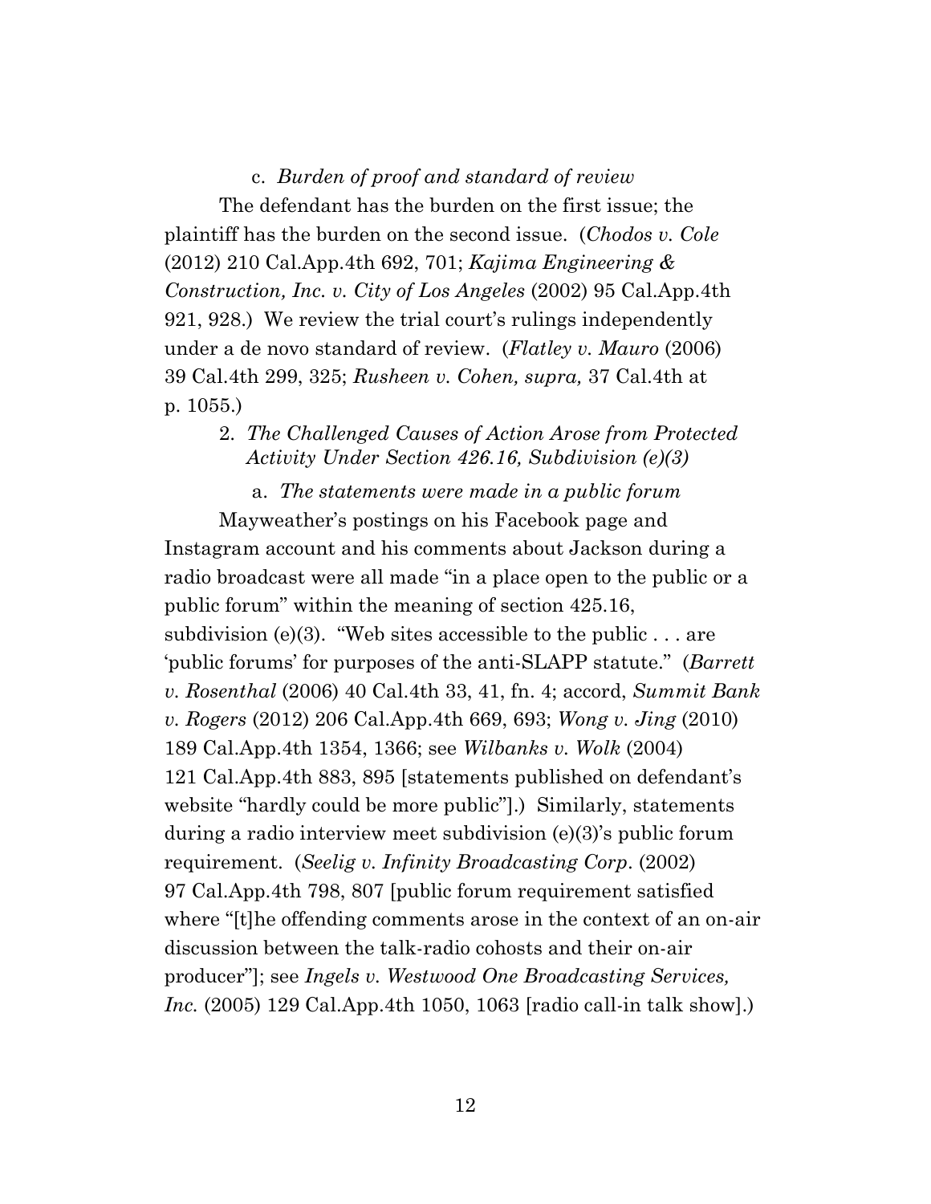c. *Burden of proof and standard of review*

The defendant has the burden on the first issue; the plaintiff has the burden on the second issue. (*Chodos v. Cole* (2012) 210 Cal.App.4th 692, 701; *Kajima Engineering & Construction, Inc. v. City of Los Angeles* (2002) 95 Cal.App.4th 921, 928.) We review the trial court's rulings independently under a de novo standard of review. (*Flatley v. Mauro* (2006) 39 Cal.4th 299, 325; *Rusheen v. Cohen, supra,* 37 Cal.4th at p. 1055.)

2. *The Challenged Causes of Action Arose from Protected Activity Under Section 426.16, Subdivision (e)(3)*

a. *The statements were made in a public forum*

Mayweather's postings on his Facebook page and Instagram account and his comments about Jackson during a radio broadcast were all made "in a place open to the public or a public forum" within the meaning of section 425.16, subdivision (e)(3). "Web sites accessible to the public . . . are 'public forums' for purposes of the anti-SLAPP statute." (*Barrett v. Rosenthal* (2006) 40 Cal.4th 33, 41, fn. 4; accord, *Summit Bank v. Rogers* (2012) 206 Cal.App.4th 669, 693; *Wong v. Jing* (2010) 189 Cal.App.4th 1354, 1366; see *Wilbanks v. Wolk* (2004) 121 Cal.App.4th 883, 895 [statements published on defendant's website "hardly could be more public"].) Similarly, statements during a radio interview meet subdivision (e)(3)'s public forum requirement. (*Seelig v. Infinity Broadcasting Corp*. (2002) 97 Cal.App.4th 798, 807 [public forum requirement satisfied where "[t]he offending comments arose in the context of an on-air discussion between the talk-radio cohosts and their on-air producer"]; see *Ingels v. Westwood One Broadcasting Services, Inc.* (2005) 129 Cal.App.4th 1050, 1063 [radio call-in talk show].)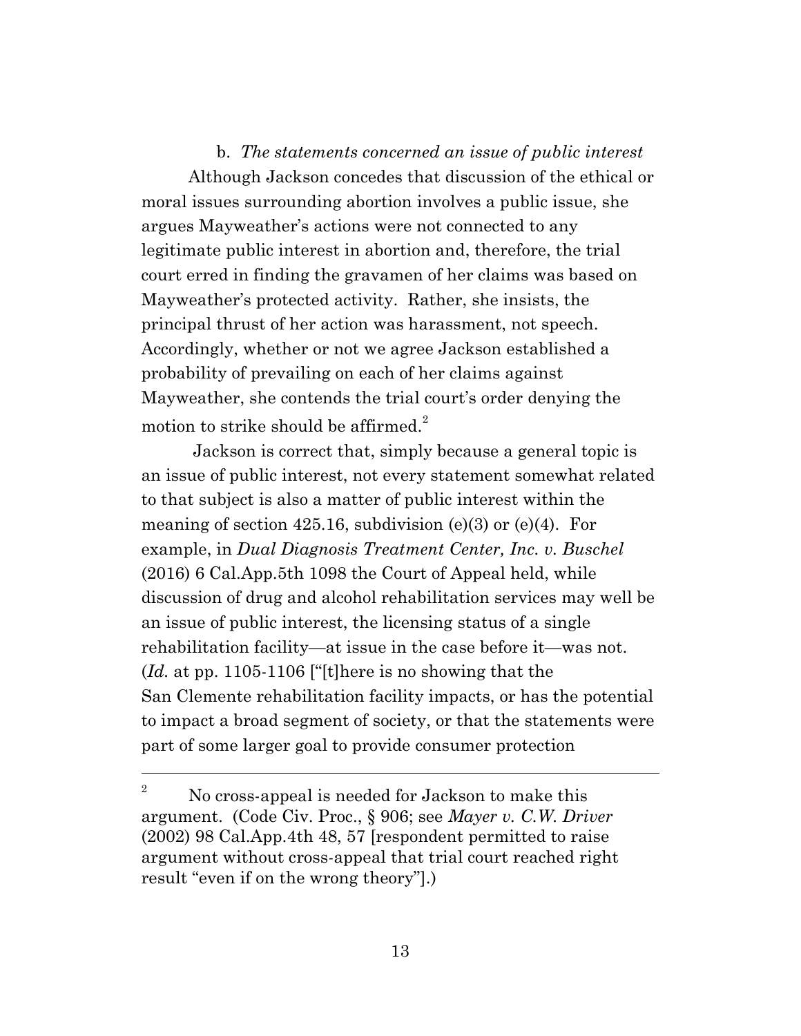b. *The statements concerned an issue of public interest*

Although Jackson concedes that discussion of the ethical or moral issues surrounding abortion involves a public issue, she argues Mayweather's actions were not connected to any legitimate public interest in abortion and, therefore, the trial court erred in finding the gravamen of her claims was based on Mayweather's protected activity. Rather, she insists, the principal thrust of her action was harassment, not speech. Accordingly, whether or not we agree Jackson established a probability of prevailing on each of her claims against Mayweather, she contends the trial court's order denying the motion to strike should be affirmed.[2]

Jackson is correct that, simply because a general topic is an issue of public interest, not every statement somewhat related to that subject is also a matter of public interest within the meaning of section 425.16, subdivision (e)(3) or (e)(4). For example, in *Dual Diagnosis Treatment Center, Inc. v. Buschel* (2016) 6 Cal.App.5th 1098 the Court of Appeal held, while discussion of drug and alcohol rehabilitation services may well be an issue of public interest, the licensing status of a single rehabilitation facility—at issue in the case before it—was not. (*Id.* at pp. 1105-1106 ["[t]here is no showing that the San Clemente rehabilitation facility impacts, or has the potential to impact a broad segment of society, or that the statements were part of some larger goal to provide consumer protection

---

[2] No cross-appeal is needed for Jackson to make this argument. (Code Civ. Proc., § 906; see *Mayer v. C.W. Driver* (2002) 98 Cal.App.4th 48, 57 [respondent permitted to raise argument without cross-appeal that trial court reached right result "even if on the wrong theory"].)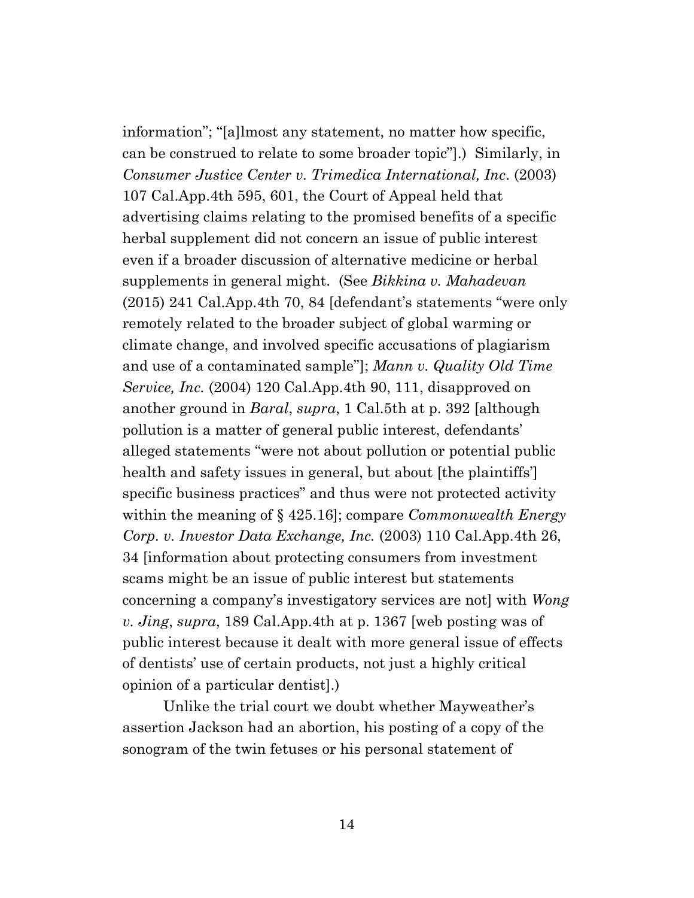information"; "[a]lmost any statement, no matter how specific, can be construed to relate to some broader topic"].) Similarly, in *Consumer Justice Center v. Trimedica International, Inc*. (2003) 107 Cal.App.4th 595, 601, the Court of Appeal held that advertising claims relating to the promised benefits of a specific herbal supplement did not concern an issue of public interest even if a broader discussion of alternative medicine or herbal supplements in general might. (See *Bikkina v. Mahadevan* (2015) 241 Cal.App.4th 70, 84 [defendant's statements "were only remotely related to the broader subject of global warming or climate change, and involved specific accusations of plagiarism and use of a contaminated sample"]; *Mann v. Quality Old Time Service, Inc.* (2004) 120 Cal.App.4th 90, 111, disapproved on another ground in *Baral*, *supra*, 1 Cal.5th at p. 392 [although pollution is a matter of general public interest, defendants' alleged statements "were not about pollution or potential public health and safety issues in general, but about [the plaintiffs'] specific business practices" and thus were not protected activity within the meaning of § 425.16]; compare *Commonwealth Energy Corp. v. Investor Data Exchange, Inc.* (2003) 110 Cal.App.4th 26, 34 [information about protecting consumers from investment scams might be an issue of public interest but statements concerning a company's investigatory services are not] with *Wong v. Jing*, *supra*, 189 Cal.App.4th at p. 1367 [web posting was of public interest because it dealt with more general issue of effects of dentists' use of certain products, not just a highly critical opinion of a particular dentist].)

Unlike the trial court we doubt whether Mayweather's assertion Jackson had an abortion, his posting of a copy of the sonogram of the twin fetuses or his personal statement of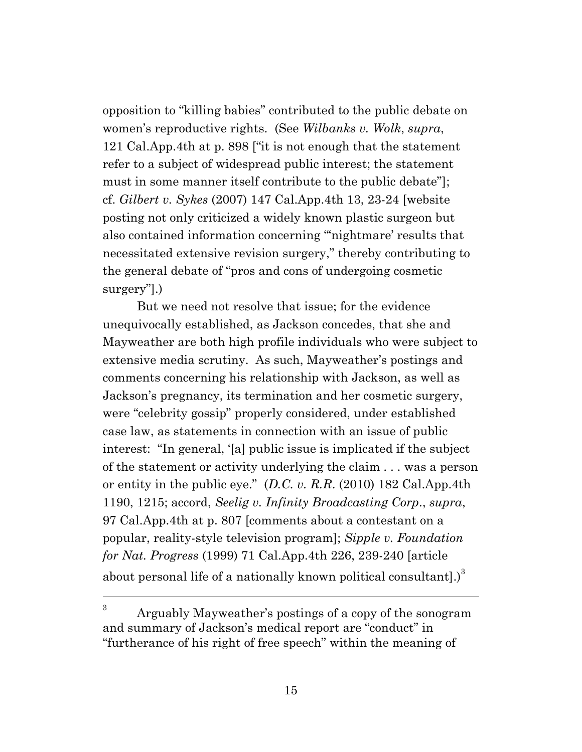opposition to "killing babies" contributed to the public debate on women's reproductive rights. (See *Wilbanks v. Wolk*, *supra*, 121 Cal.App.4th at p. 898 ["it is not enough that the statement refer to a subject of widespread public interest; the statement must in some manner itself contribute to the public debate"]; cf. *Gilbert v. Sykes* (2007) 147 Cal.App.4th 13, 23-24 [website posting not only criticized a widely known plastic surgeon but also contained information concerning "'nightmare' results that necessitated extensive revision surgery," thereby contributing to the general debate of "pros and cons of undergoing cosmetic surgery"].)

But we need not resolve that issue; for the evidence unequivocally established, as Jackson concedes, that she and Mayweather are both high profile individuals who were subject to extensive media scrutiny. As such, Mayweather's postings and comments concerning his relationship with Jackson, as well as Jackson's pregnancy, its termination and her cosmetic surgery, were "celebrity gossip" properly considered, under established case law, as statements in connection with an issue of public interest: "In general, '[a] public issue is implicated if the subject of the statement or activity underlying the claim . . . was a person or entity in the public eye." (*D.C. v. R.R.* (2010) 182 Cal.App.4th 1190, 1215; accord, *Seelig v. Infinity Broadcasting Corp.*, *supra*, 97 Cal.App.4th at p. 807 [comments about a contestant on a popular, reality-style television program]; *Sipple v. Foundation for Nat. Progress* (1999) 71 Cal.App.4th 226, 239-240 [article about personal life of a nationally known political consultant].)[3]

---

[3] Arguably Mayweather's postings of a copy of the sonogram and summary of Jackson's medical report are "conduct" in "furtherance of his right of free speech" within the meaning of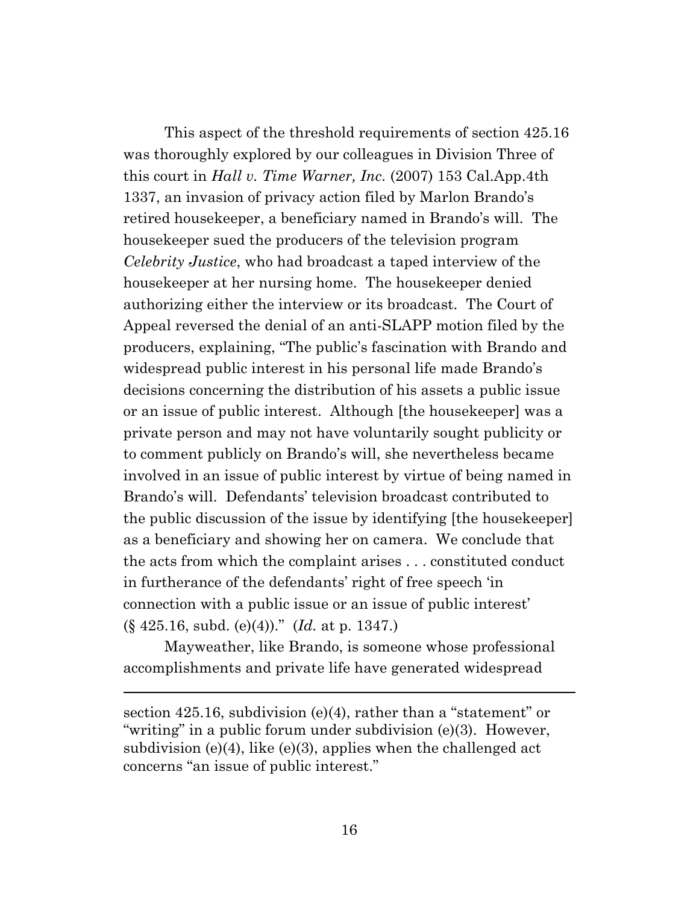This aspect of the threshold requirements of section 425.16 was thoroughly explored by our colleagues in Division Three of this court in *Hall v. Time Warner, Inc.* (2007) 153 Cal.App.4th 1337, an invasion of privacy action filed by Marlon Brando's retired housekeeper, a beneficiary named in Brando's will. The housekeeper sued the producers of the television program *Celebrity Justice*, who had broadcast a taped interview of the housekeeper at her nursing home. The housekeeper denied authorizing either the interview or its broadcast. The Court of Appeal reversed the denial of an anti-SLAPP motion filed by the producers, explaining, "The public's fascination with Brando and widespread public interest in his personal life made Brando's decisions concerning the distribution of his assets a public issue or an issue of public interest. Although [the housekeeper] was a private person and may not have voluntarily sought publicity or to comment publicly on Brando's will, she nevertheless became involved in an issue of public interest by virtue of being named in Brando's will. Defendants' television broadcast contributed to the public discussion of the issue by identifying [the housekeeper] as a beneficiary and showing her on camera. We conclude that the acts from which the complaint arises . . . constituted conduct in furtherance of the defendants' right of free speech 'in connection with a public issue or an issue of public interest' (§ 425.16, subd. (e)(4))." (*Id.* at p. 1347.)

Mayweather, like Brando, is someone whose professional accomplishments and private life have generated widespread

---

section 425.16, subdivision (e)(4), rather than a "statement" or "writing" in a public forum under subdivision (e)(3). However, subdivision (e)(4), like (e)(3), applies when the challenged act concerns "an issue of public interest."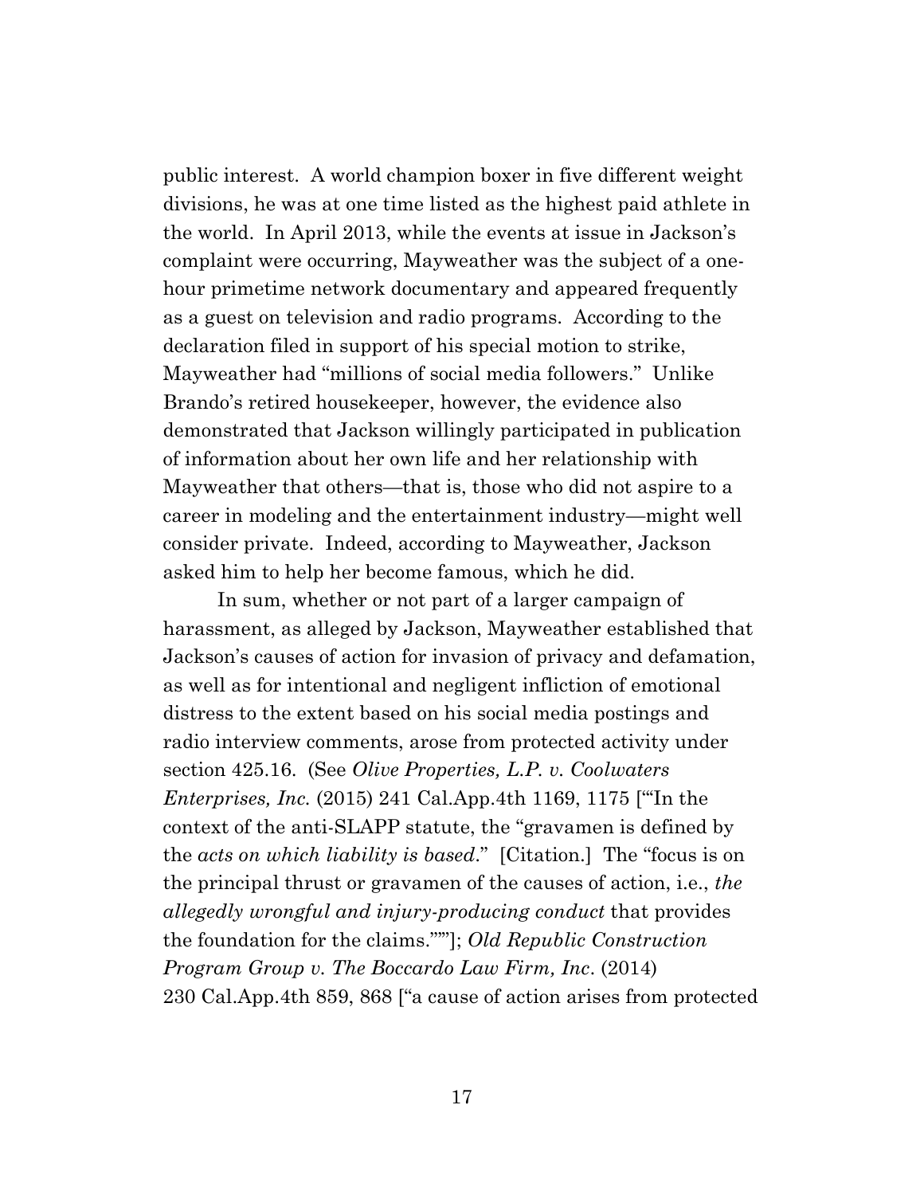public interest. A world champion boxer in five different weight divisions, he was at one time listed as the highest paid athlete in the world. In April 2013, while the events at issue in Jackson's complaint were occurring, Mayweather was the subject of a one-hour primetime network documentary and appeared frequently as a guest on television and radio programs. According to the declaration filed in support of his special motion to strike, Mayweather had "millions of social media followers." Unlike Brando's retired housekeeper, however, the evidence also demonstrated that Jackson willingly participated in publication of information about her own life and her relationship with Mayweather that others—that is, those who did not aspire to a career in modeling and the entertainment industry—might well consider private. Indeed, according to Mayweather, Jackson asked him to help her become famous, which he did.

In sum, whether or not part of a larger campaign of harassment, as alleged by Jackson, Mayweather established that Jackson's causes of action for invasion of privacy and defamation, as well as for intentional and negligent infliction of emotional distress to the extent based on his social media postings and radio interview comments, arose from protected activity under section 425.16. (See *Olive Properties, L.P. v. Coolwaters Enterprises, Inc.* (2015) 241 Cal.App.4th 1169, 1175 ["'In the context of the anti-SLAPP statute, the "gravamen is defined by the *acts on which liability is based*." [Citation.] The "focus is on the principal thrust or gravamen of the causes of action, i.e., *the allegedly wrongful and injury-producing conduct* that provides the foundation for the claims."'"]; *Old Republic Construction Program Group v. The Boccardo Law Firm, Inc*. (2014) 230 Cal.App.4th 859, 868 ["a cause of action arises from protected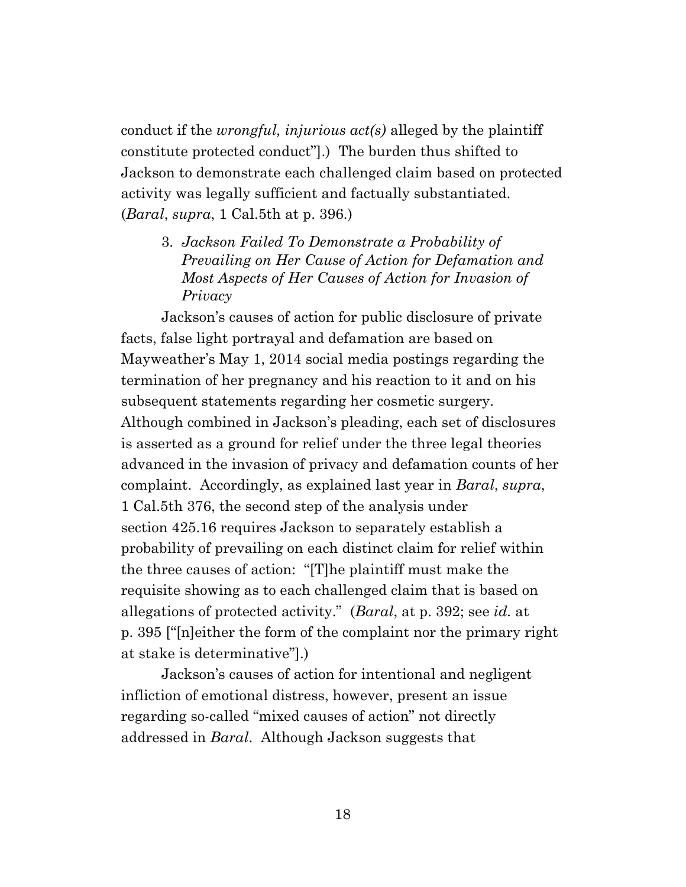conduct if the *wrongful, injurious act(s)* alleged by the plaintiff constitute protected conduct"].) The burden thus shifted to Jackson to demonstrate each challenged claim based on protected activity was legally sufficient and factually substantiated. (*Baral*, *supra*, 1 Cal.5th at p. 396.)

### 3. *Jackson Failed To Demonstrate a Probability of Prevailing on Her Cause of Action for Defamation and Most Aspects of Her Causes of Action for Invasion of Privacy*

Jackson's causes of action for public disclosure of private facts, false light portrayal and defamation are based on Mayweather's May 1, 2014 social media postings regarding the termination of her pregnancy and his reaction to it and on his subsequent statements regarding her cosmetic surgery. Although combined in Jackson's pleading, each set of disclosures is asserted as a ground for relief under the three legal theories advanced in the invasion of privacy and defamation counts of her complaint. Accordingly, as explained last year in *Baral*, *supra*, 1 Cal.5th 376, the second step of the analysis under section 425.16 requires Jackson to separately establish a probability of prevailing on each distinct claim for relief within the three causes of action: "[T]he plaintiff must make the requisite showing as to each challenged claim that is based on allegations of protected activity." (*Baral*, at p. 392; see *id.* at p. 395 ["[n]either the form of the complaint nor the primary right at stake is determinative"].)

Jackson's causes of action for intentional and negligent infliction of emotional distress, however, present an issue regarding so-called "mixed causes of action" not directly addressed in *Baral*. Although Jackson suggests that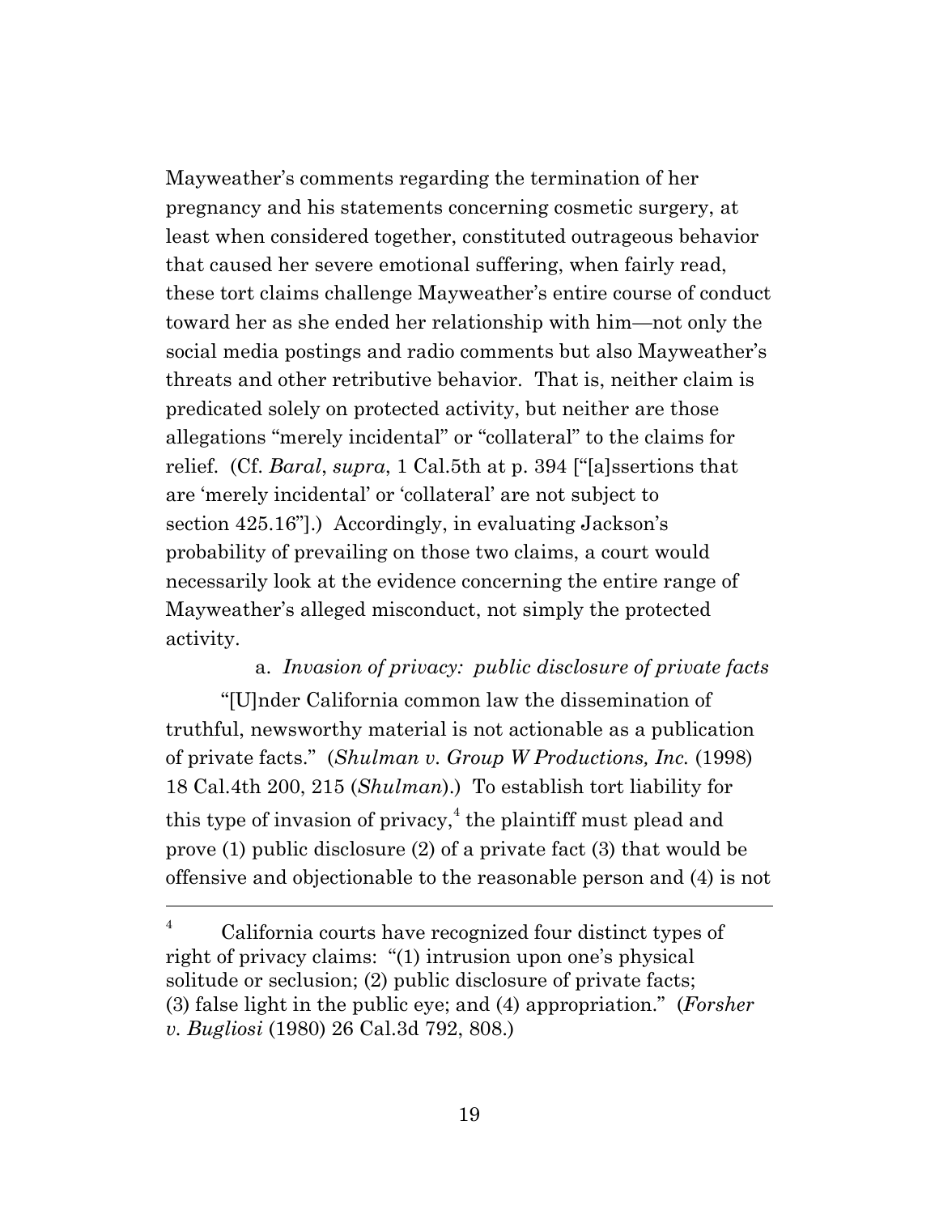Mayweather's comments regarding the termination of her pregnancy and his statements concerning cosmetic surgery, at least when considered together, constituted outrageous behavior that caused her severe emotional suffering, when fairly read, these tort claims challenge Mayweather's entire course of conduct toward her as she ended her relationship with him—not only the social media postings and radio comments but also Mayweather's threats and other retributive behavior. That is, neither claim is predicated solely on protected activity, but neither are those allegations "merely incidental" or "collateral" to the claims for relief. (Cf. *Baral*, *supra*, 1 Cal.5th at p. 394 ["[a]ssertions that are 'merely incidental' or 'collateral' are not subject to section 425.16"].) Accordingly, in evaluating Jackson's probability of prevailing on those two claims, a court would necessarily look at the evidence concerning the entire range of Mayweather's alleged misconduct, not simply the protected activity.

a. *Invasion of privacy: public disclosure of private facts*

"[U]nder California common law the dissemination of truthful, newsworthy material is not actionable as a publication of private facts." (*Shulman v. Group W Productions, Inc.* (1998) 18 Cal.4th 200, 215 (*Shulman*).) To establish tort liability for this type of invasion of privacy,[4] the plaintiff must plead and prove (1) public disclosure (2) of a private fact (3) that would be offensive and objectionable to the reasonable person and (4) is not

[4] California courts have recognized four distinct types of right of privacy claims: "(1) intrusion upon one's physical solitude or seclusion; (2) public disclosure of private facts; (3) false light in the public eye; and (4) appropriation." (*Forsher v. Bugliosi* (1980) 26 Cal.3d 792, 808.)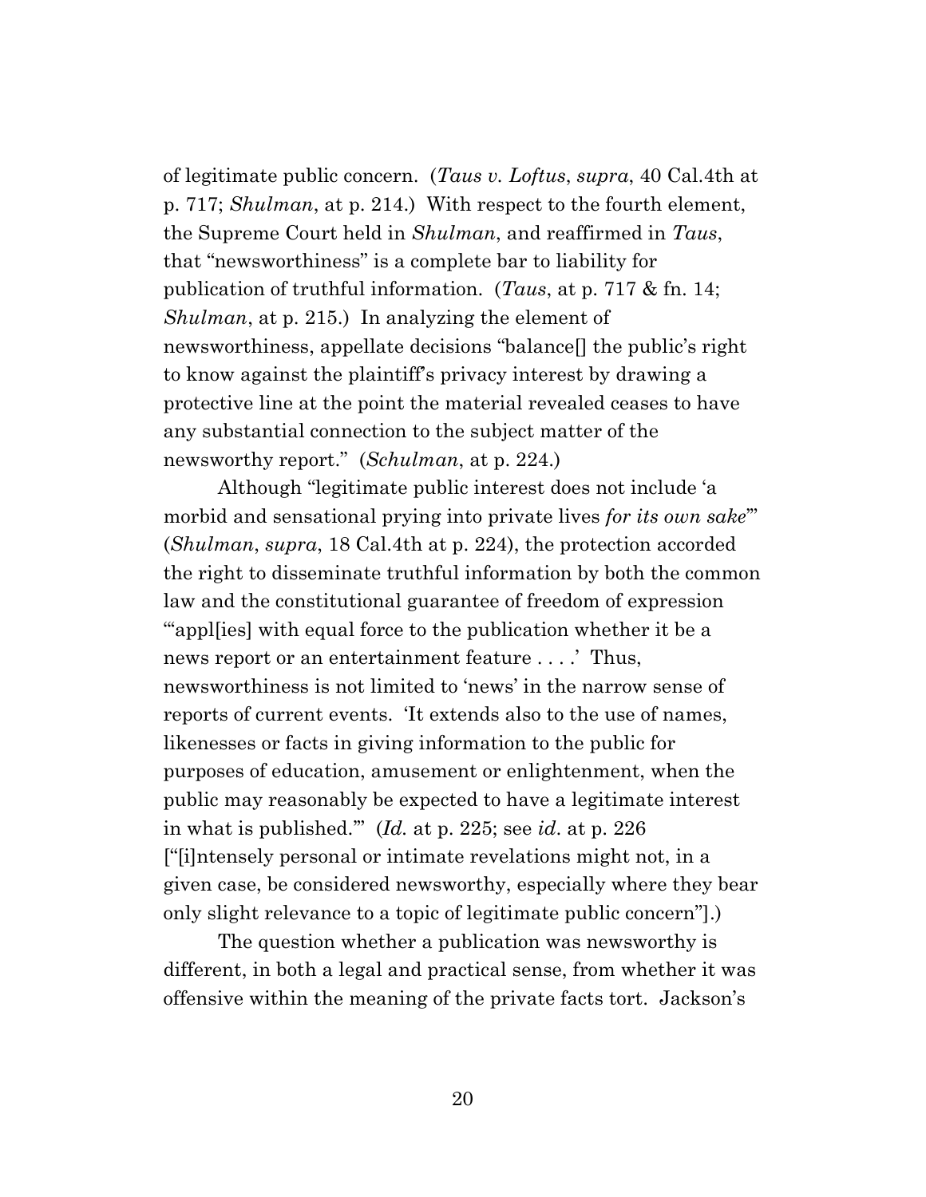of legitimate public concern. (*Taus v. Loftus*, *supra*, 40 Cal.4th at p. 717; *Shulman*, at p. 214.) With respect to the fourth element, the Supreme Court held in *Shulman*, and reaffirmed in *Taus*, that "newsworthiness" is a complete bar to liability for publication of truthful information. (*Taus*, at p. 717 & fn. 14; *Shulman*, at p. 215.) In analyzing the element of newsworthiness, appellate decisions "balance[] the public's right to know against the plaintiff's privacy interest by drawing a protective line at the point the material revealed ceases to have any substantial connection to the subject matter of the newsworthy report." (*Schulman*, at p. 224.)

Although "legitimate public interest does not include 'a morbid and sensational prying into private lives *for its own sake*'" (*Shulman*, *supra*, 18 Cal.4th at p. 224), the protection accorded the right to disseminate truthful information by both the common law and the constitutional guarantee of freedom of expression "'appl[ies] with equal force to the publication whether it be a news report or an entertainment feature . . . .' Thus, newsworthiness is not limited to 'news' in the narrow sense of reports of current events. 'It extends also to the use of names, likenesses or facts in giving information to the public for purposes of education, amusement or enlightenment, when the public may reasonably be expected to have a legitimate interest in what is published.'" (*Id.* at p. 225; see *id*. at p. 226 ["[i]ntensely personal or intimate revelations might not, in a given case, be considered newsworthy, especially where they bear only slight relevance to a topic of legitimate public concern"].)

The question whether a publication was newsworthy is different, in both a legal and practical sense, from whether it was offensive within the meaning of the private facts tort. Jackson's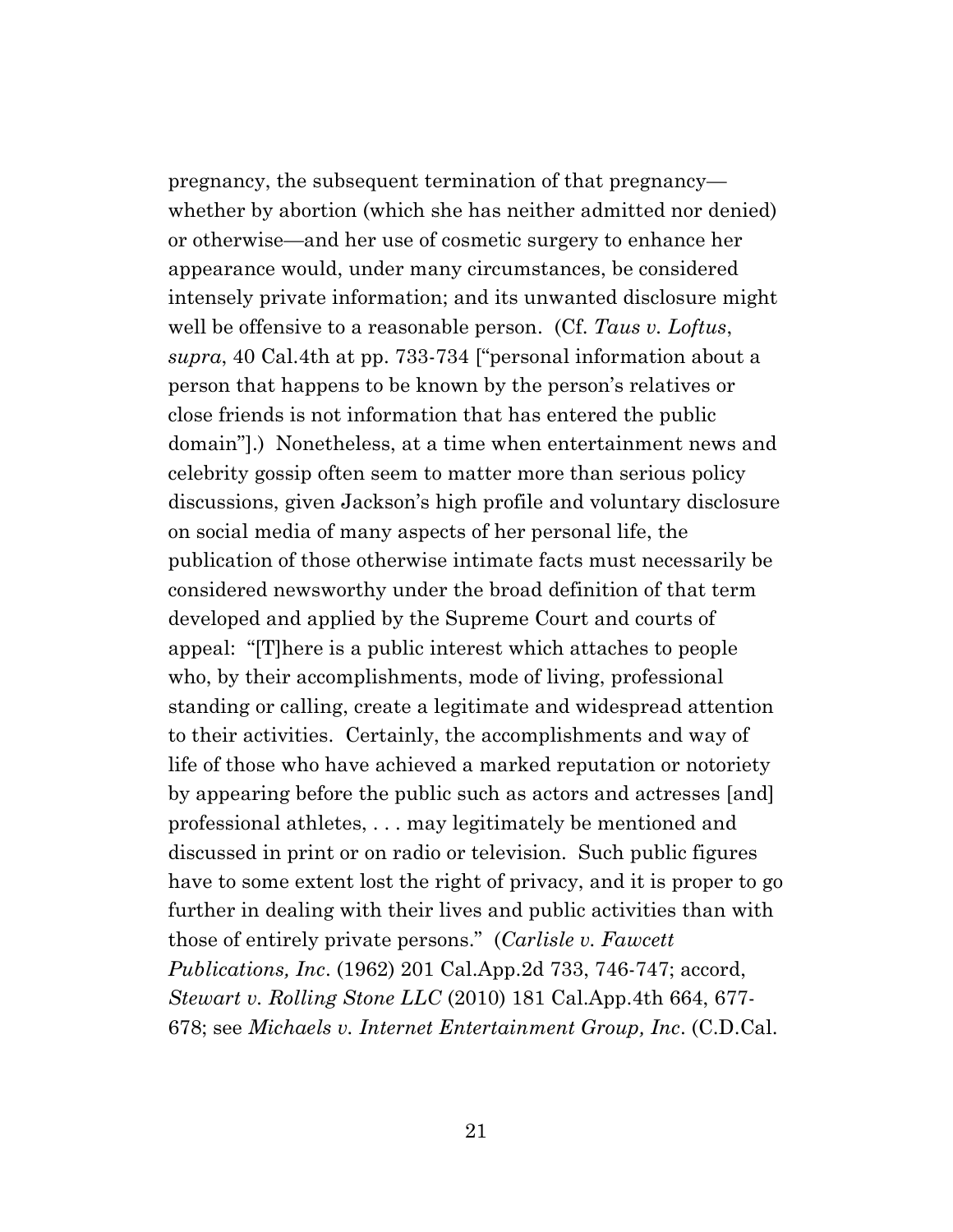pregnancy, the subsequent termination of that pregnancy—whether by abortion (which she has neither admitted nor denied) or otherwise—and her use of cosmetic surgery to enhance her appearance would, under many circumstances, be considered intensely private information; and its unwanted disclosure might well be offensive to a reasonable person. (Cf. *Taus v. Loftus*, *supra*, 40 Cal.4th at pp. 733-734 ["personal information about a person that happens to be known by the person's relatives or close friends is not information that has entered the public domain"].) Nonetheless, at a time when entertainment news and celebrity gossip often seem to matter more than serious policy discussions, given Jackson's high profile and voluntary disclosure on social media of many aspects of her personal life, the publication of those otherwise intimate facts must necessarily be considered newsworthy under the broad definition of that term developed and applied by the Supreme Court and courts of appeal: "[T]here is a public interest which attaches to people who, by their accomplishments, mode of living, professional standing or calling, create a legitimate and widespread attention to their activities. Certainly, the accomplishments and way of life of those who have achieved a marked reputation or notoriety by appearing before the public such as actors and actresses [and] professional athletes, . . . may legitimately be mentioned and discussed in print or on radio or television. Such public figures have to some extent lost the right of privacy, and it is proper to go further in dealing with their lives and public activities than with those of entirely private persons." (*Carlisle v. Fawcett Publications, Inc*. (1962) 201 Cal.App.2d 733, 746-747; accord, *Stewart v. Rolling Stone LLC* (2010) 181 Cal.App.4th 664, 677-678; see *Michaels v. Internet Entertainment Group, Inc*. (C.D.Cal.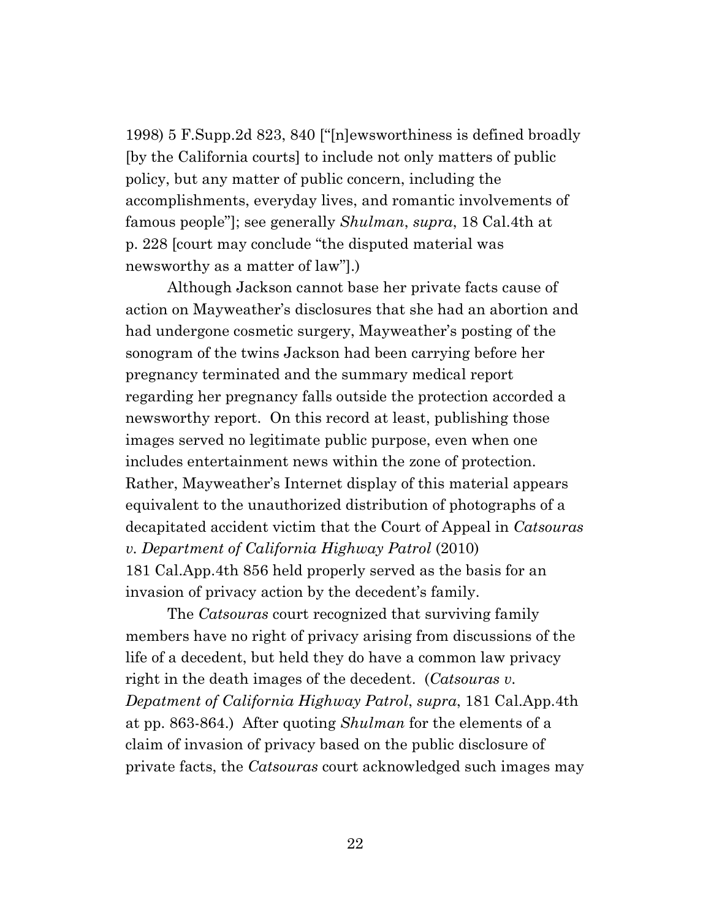1998) 5 F.Supp.2d 823, 840 ["[n]ewsworthiness is defined broadly [by the California courts] to include not only matters of public policy, but any matter of public concern, including the accomplishments, everyday lives, and romantic involvements of famous people"]; see generally *Shulman*, *supra*, 18 Cal.4th at p. 228 [court may conclude "the disputed material was newsworthy as a matter of law"].)

Although Jackson cannot base her private facts cause of action on Mayweather's disclosures that she had an abortion and had undergone cosmetic surgery, Mayweather's posting of the sonogram of the twins Jackson had been carrying before her pregnancy terminated and the summary medical report regarding her pregnancy falls outside the protection accorded a newsworthy report. On this record at least, publishing those images served no legitimate public purpose, even when one includes entertainment news within the zone of protection. Rather, Mayweather's Internet display of this material appears equivalent to the unauthorized distribution of photographs of a decapitated accident victim that the Court of Appeal in *Catsouras v. Department of California Highway Patrol* (2010) 181 Cal.App.4th 856 held properly served as the basis for an invasion of privacy action by the decedent's family.

The *Catsouras* court recognized that surviving family members have no right of privacy arising from discussions of the life of a decedent, but held they do have a common law privacy right in the death images of the decedent. (*Catsouras v. Depatment of California Highway Patrol*, *supra*, 181 Cal.App.4th at pp. 863-864.) After quoting *Shulman* for the elements of a claim of invasion of privacy based on the public disclosure of private facts, the *Catsouras* court acknowledged such images may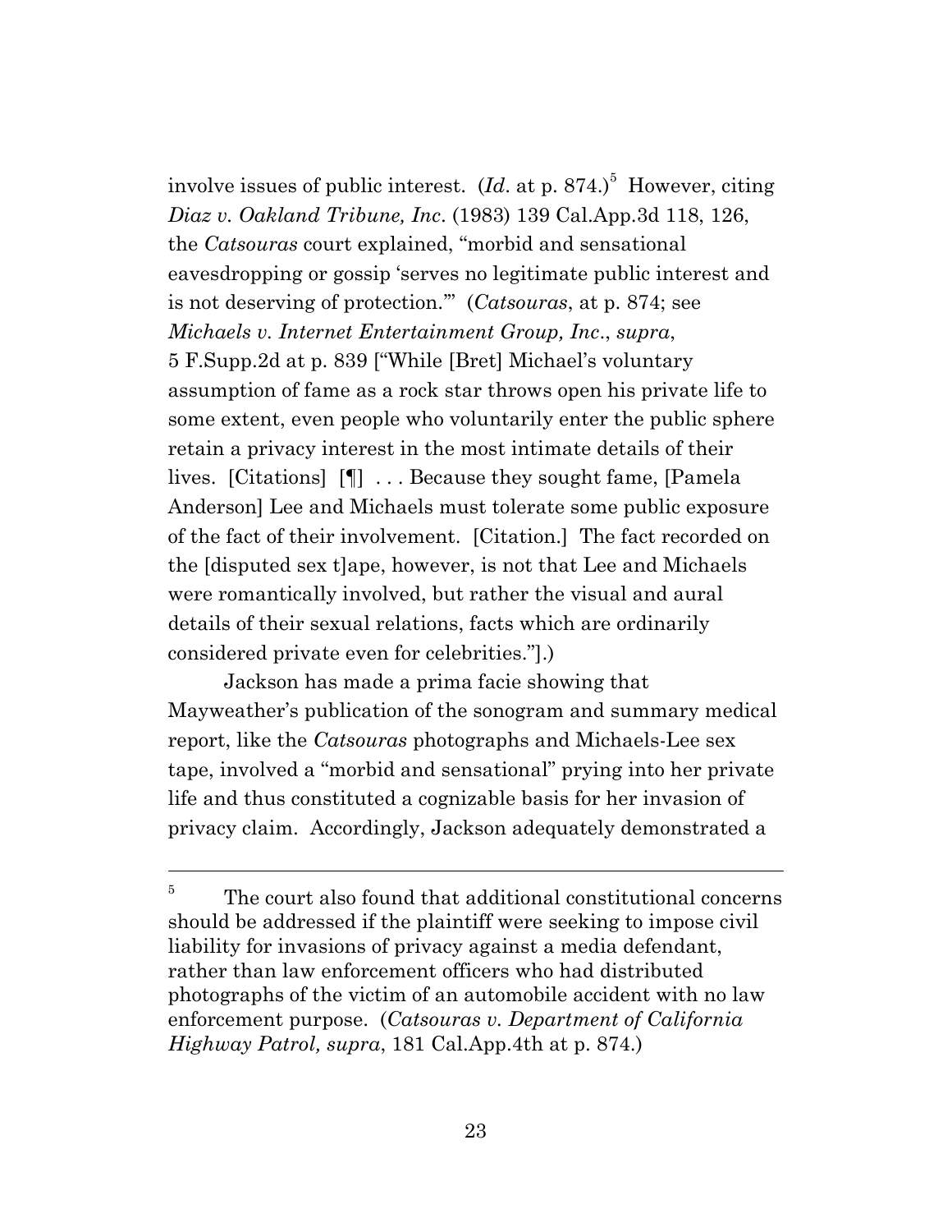involve issues of public interest. (*Id*. at p. 874.)[5] However, citing *Diaz v. Oakland Tribune, Inc*. (1983) 139 Cal.App.3d 118, 126, the *Catsouras* court explained, "morbid and sensational eavesdropping or gossip 'serves no legitimate public interest and is not deserving of protection.'" (*Catsouras*, at p. 874; see *Michaels v. Internet Entertainment Group, Inc*., *supra*, 5 F.Supp.2d at p. 839 ["While [Bret] Michael's voluntary assumption of fame as a rock star throws open his private life to some extent, even people who voluntarily enter the public sphere retain a privacy interest in the most intimate details of their lives. [Citations] [¶] . . . Because they sought fame, [Pamela Anderson] Lee and Michaels must tolerate some public exposure of the fact of their involvement. [Citation.] The fact recorded on the [disputed sex t]ape, however, is not that Lee and Michaels were romantically involved, but rather the visual and aural details of their sexual relations, facts which are ordinarily considered private even for celebrities."].)

Jackson has made a prima facie showing that Mayweather's publication of the sonogram and summary medical report, like the *Catsouras* photographs and Michaels-Lee sex tape, involved a "morbid and sensational" prying into her private life and thus constituted a cognizable basis for her invasion of privacy claim. Accordingly, Jackson adequately demonstrated a

---

[5] The court also found that additional constitutional concerns should be addressed if the plaintiff were seeking to impose civil liability for invasions of privacy against a media defendant, rather than law enforcement officers who had distributed photographs of the victim of an automobile accident with no law enforcement purpose. (*Catsouras v. Department of California Highway Patrol, supra*, 181 Cal.App.4th at p. 874.)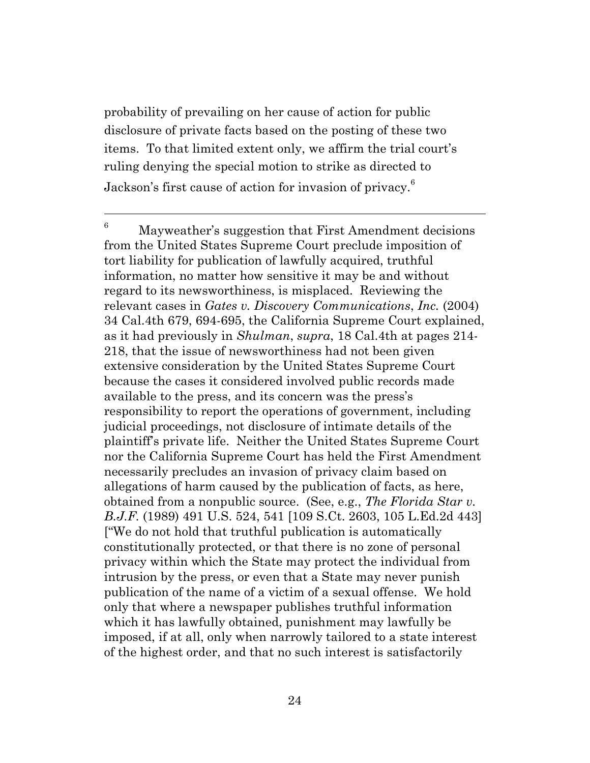probability of prevailing on her cause of action for public disclosure of private facts based on the posting of these two items. To that limited extent only, we affirm the trial court's ruling denying the special motion to strike as directed to Jackson's first cause of action for invasion of privacy.[6]

---

[6] Mayweather's suggestion that First Amendment decisions from the United States Supreme Court preclude imposition of tort liability for publication of lawfully acquired, truthful information, no matter how sensitive it may be and without regard to its newsworthiness, is misplaced. Reviewing the relevant cases in *Gates v. Discovery Communications*, *Inc.* (2004) 34 Cal.4th 679, 694-695, the California Supreme Court explained, as it had previously in *Shulman*, *supra*, 18 Cal.4th at pages 214-218, that the issue of newsworthiness had not been given extensive consideration by the United States Supreme Court because the cases it considered involved public records made available to the press, and its concern was the press's responsibility to report the operations of government, including judicial proceedings, not disclosure of intimate details of the plaintiff's private life. Neither the United States Supreme Court nor the California Supreme Court has held the First Amendment necessarily precludes an invasion of privacy claim based on allegations of harm caused by the publication of facts, as here, obtained from a nonpublic source. (See, e.g., *The Florida Star v. B.J.F.* (1989) 491 U.S. 524, 541 [109 S.Ct. 2603, 105 L.Ed.2d 443] ["We do not hold that truthful publication is automatically constitutionally protected, or that there is no zone of personal privacy within which the State may protect the individual from intrusion by the press, or even that a State may never punish publication of the name of a victim of a sexual offense. We hold only that where a newspaper publishes truthful information which it has lawfully obtained, punishment may lawfully be imposed, if at all, only when narrowly tailored to a state interest of the highest order, and that no such interest is satisfactorily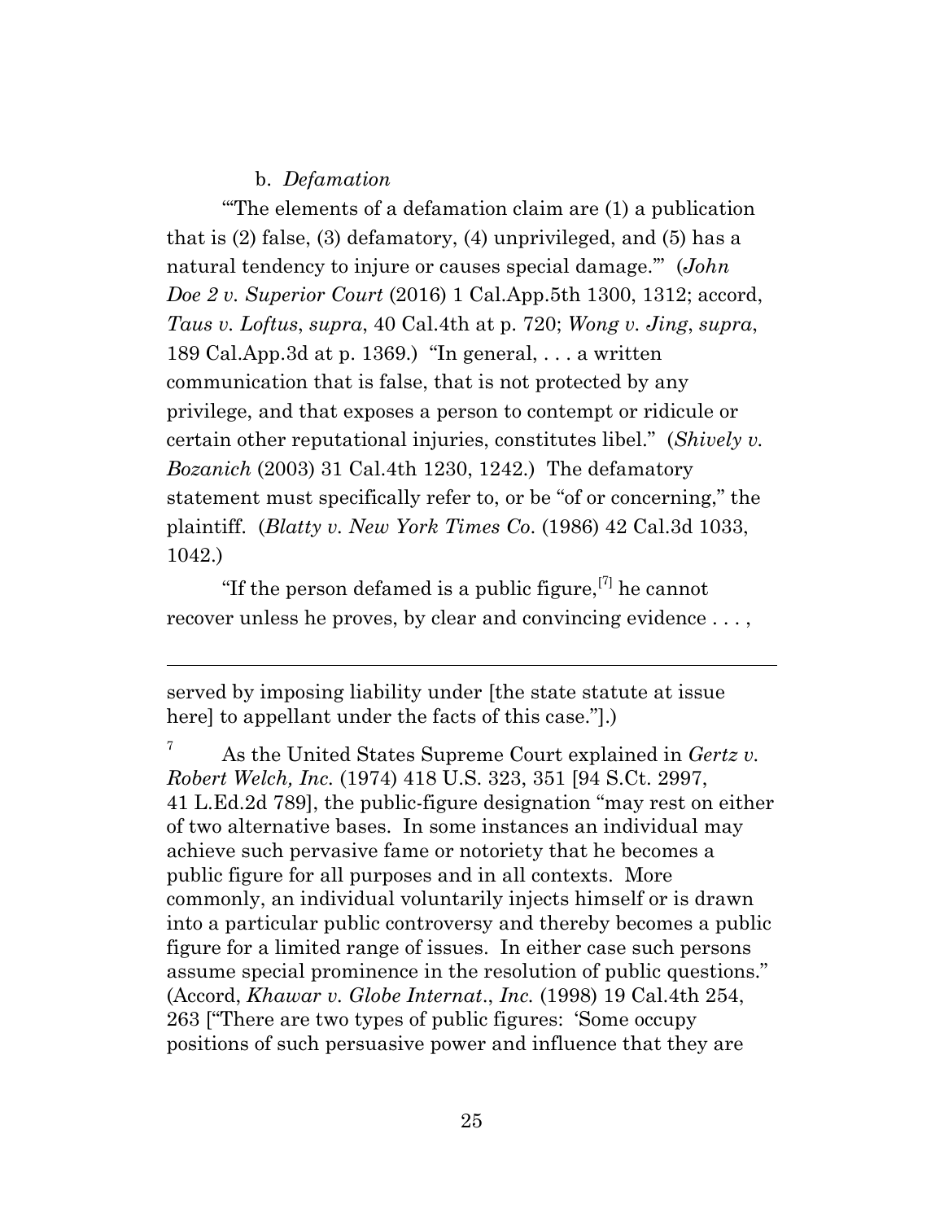b. *Defamation*

"'The elements of a defamation claim are (1) a publication that is (2) false, (3) defamatory, (4) unprivileged, and (5) has a natural tendency to injure or causes special damage.'" (*John Doe 2 v. Superior Court* (2016) 1 Cal.App.5th 1300, 1312; accord, *Taus v. Loftus*, *supra*, 40 Cal.4th at p. 720; *Wong v. Jing*, *supra*, 189 Cal.App.3d at p. 1369.) "In general, . . . a written communication that is false, that is not protected by any privilege, and that exposes a person to contempt or ridicule or certain other reputational injuries, constitutes libel." (*Shively v. Bozanich* (2003) 31 Cal.4th 1230, 1242.) The defamatory statement must specifically refer to, or be "of or concerning," the plaintiff. (*Blatty v. New York Times Co.* (1986) 42 Cal.3d 1033, 1042.)

"If the person defamed is a public figure,[7] he cannot recover unless he proves, by clear and convincing evidence . . . ,

---

served by imposing liability under [the state statute at issue here] to appellant under the facts of this case."].)

[7] As the United States Supreme Court explained in *Gertz v. Robert Welch, Inc.* (1974) 418 U.S. 323, 351 [94 S.Ct. 2997, 41 L.Ed.2d 789], the public-figure designation "may rest on either of two alternative bases. In some instances an individual may achieve such pervasive fame or notoriety that he becomes a public figure for all purposes and in all contexts. More commonly, an individual voluntarily injects himself or is drawn into a particular public controversy and thereby becomes a public figure for a limited range of issues. In either case such persons assume special prominence in the resolution of public questions." (Accord, *Khawar v. Globe Internat., Inc.* (1998) 19 Cal.4th 254, 263 ["There are two types of public figures: 'Some occupy positions of such persuasive power and influence that they are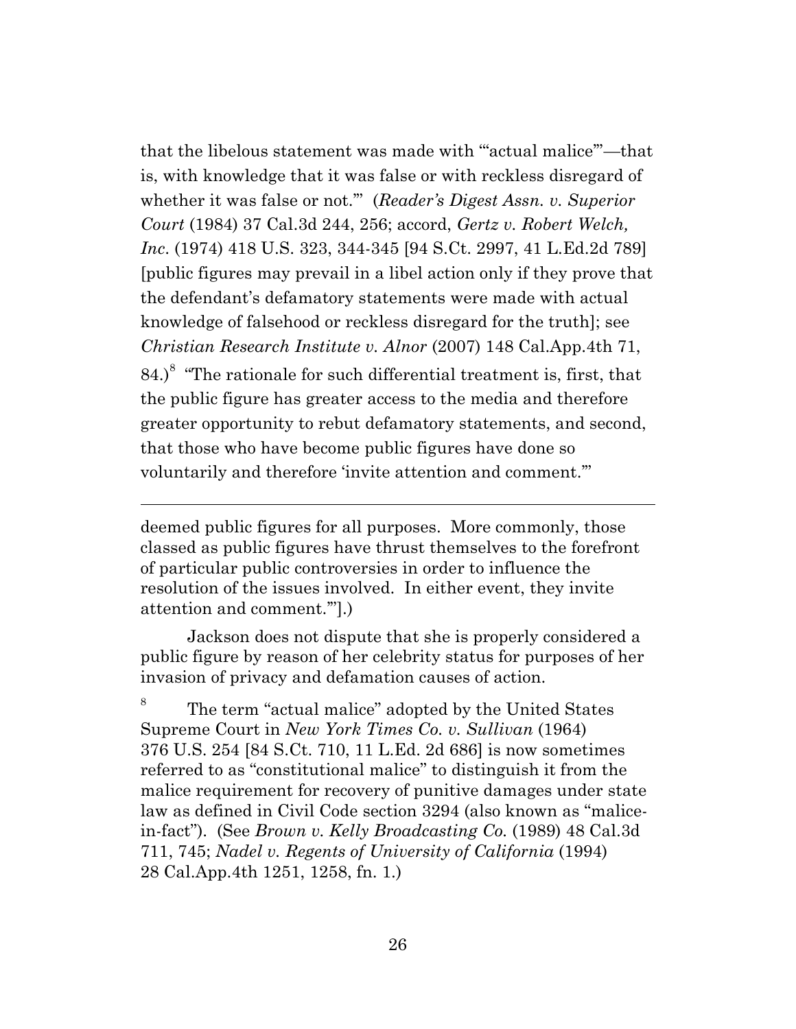that the libelous statement was made with '"actual malice"'—that is, with knowledge that it was false or with reckless disregard of whether it was false or not.'" (*Reader's Digest Assn. v. Superior Court* (1984) 37 Cal.3d 244, 256; accord, *Gertz v. Robert Welch, Inc*. (1974) 418 U.S. 323, 344-345 [94 S.Ct. 2997, 41 L.Ed.2d 789] [public figures may prevail in a libel action only if they prove that the defendant's defamatory statements were made with actual knowledge of falsehood or reckless disregard for the truth]; see *Christian Research Institute v. Alnor* (2007) 148 Cal.App.4th 71, 84.)[8] "The rationale for such differential treatment is, first, that the public figure has greater access to the media and therefore greater opportunity to rebut defamatory statements, and second, that those who have become public figures have done so voluntarily and therefore 'invite attention and comment.'"

---

deemed public figures for all purposes. More commonly, those classed as public figures have thrust themselves to the forefront of particular public controversies in order to influence the resolution of the issues involved. In either event, they invite attention and comment.'"].)

Jackson does not dispute that she is properly considered a public figure by reason of her celebrity status for purposes of her invasion of privacy and defamation causes of action.

[8] The term "actual malice" adopted by the United States Supreme Court in *New York Times Co. v. Sullivan* (1964) 376 U.S. 254 [84 S.Ct. 710, 11 L.Ed. 2d 686] is now sometimes referred to as "constitutional malice" to distinguish it from the malice requirement for recovery of punitive damages under state law as defined in Civil Code section 3294 (also known as "malice-in-fact"). (See *Brown v. Kelly Broadcasting Co.* (1989) 48 Cal.3d 711, 745; *Nadel v. Regents of University of California* (1994) 28 Cal.App.4th 1251, 1258, fn. 1.)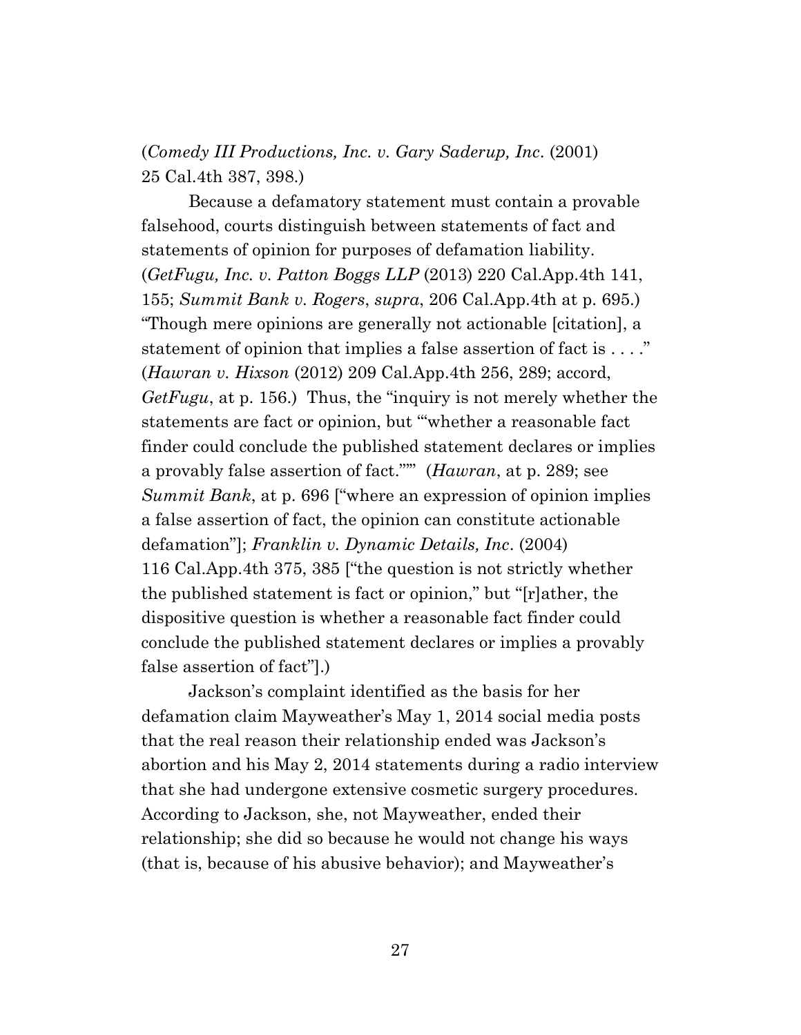(*Comedy III Productions, Inc. v. Gary Saderup, Inc*. (2001) 25 Cal.4th 387, 398.)

Because a defamatory statement must contain a provable falsehood, courts distinguish between statements of fact and statements of opinion for purposes of defamation liability. (*GetFugu, Inc. v. Patton Boggs LLP* (2013) 220 Cal.App.4th 141, 155; *Summit Bank v. Rogers*, *supra*, 206 Cal.App.4th at p. 695.) "Though mere opinions are generally not actionable [citation], a statement of opinion that implies a false assertion of fact is . . . ." (*Hawran v. Hixson* (2012) 209 Cal.App.4th 256, 289; accord, *GetFugu*, at p. 156.) Thus, the "inquiry is not merely whether the statements are fact or opinion, but '"whether a reasonable fact finder could conclude the published statement declares or implies a provably false assertion of fact."'" (*Hawran*, at p. 289; see *Summit Bank*, at p. 696 ["where an expression of opinion implies a false assertion of fact, the opinion can constitute actionable defamation"]; *Franklin v. Dynamic Details, Inc*. (2004) 116 Cal.App.4th 375, 385 ["the question is not strictly whether the published statement is fact or opinion," but "[r]ather, the dispositive question is whether a reasonable fact finder could conclude the published statement declares or implies a provably false assertion of fact"].)

Jackson's complaint identified as the basis for her defamation claim Mayweather's May 1, 2014 social media posts that the real reason their relationship ended was Jackson's abortion and his May 2, 2014 statements during a radio interview that she had undergone extensive cosmetic surgery procedures. According to Jackson, she, not Mayweather, ended their relationship; she did so because he would not change his ways (that is, because of his abusive behavior); and Mayweather's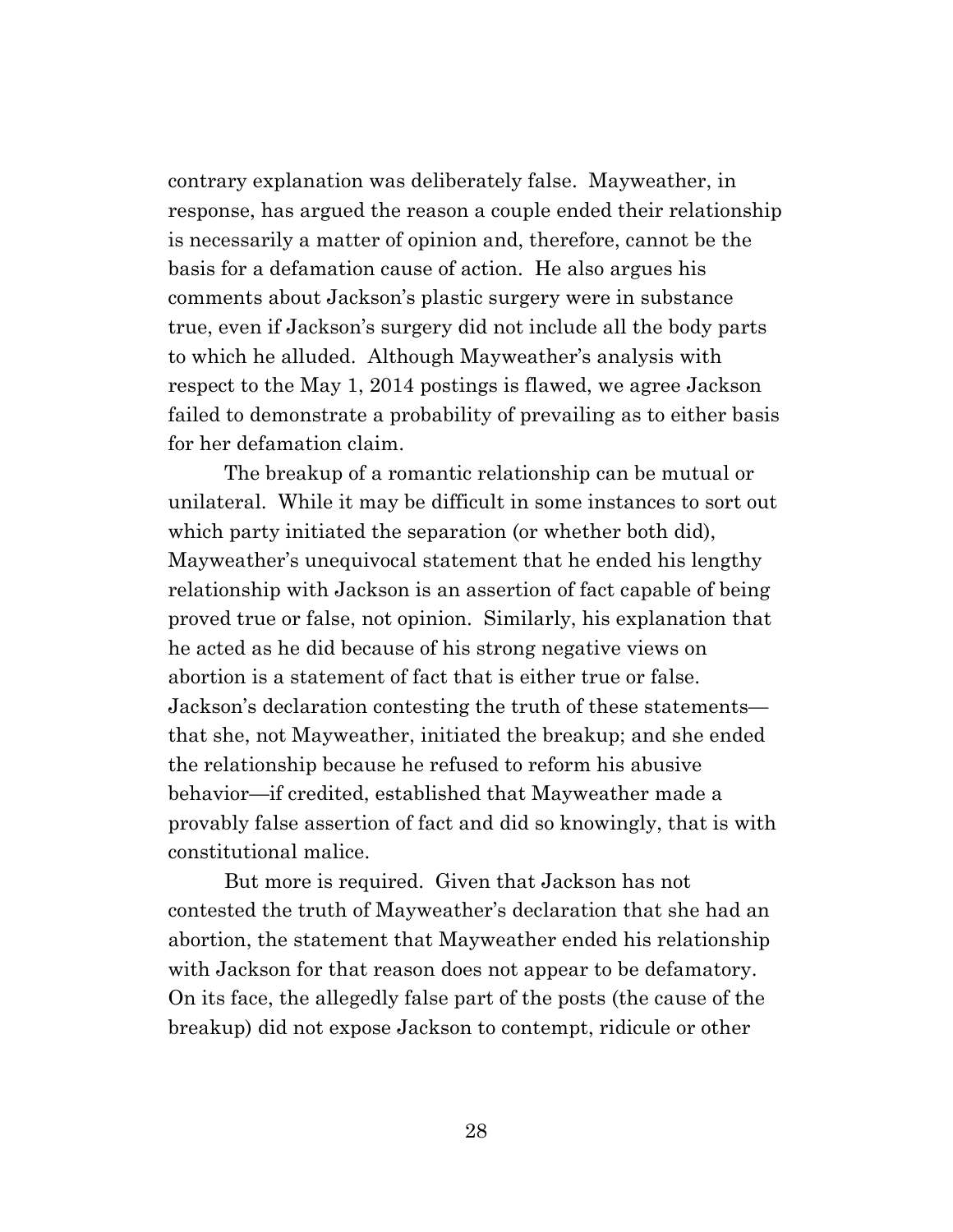contrary explanation was deliberately false. Mayweather, in response, has argued the reason a couple ended their relationship is necessarily a matter of opinion and, therefore, cannot be the basis for a defamation cause of action. He also argues his comments about Jackson's plastic surgery were in substance true, even if Jackson's surgery did not include all the body parts to which he alluded. Although Mayweather's analysis with respect to the May 1, 2014 postings is flawed, we agree Jackson failed to demonstrate a probability of prevailing as to either basis for her defamation claim.

The breakup of a romantic relationship can be mutual or unilateral. While it may be difficult in some instances to sort out which party initiated the separation (or whether both did), Mayweather's unequivocal statement that he ended his lengthy relationship with Jackson is an assertion of fact capable of being proved true or false, not opinion. Similarly, his explanation that he acted as he did because of his strong negative views on abortion is a statement of fact that is either true or false. Jackson's declaration contesting the truth of these statements—that she, not Mayweather, initiated the breakup; and she ended the relationship because he refused to reform his abusive behavior—if credited, established that Mayweather made a provably false assertion of fact and did so knowingly, that is with constitutional malice.

But more is required. Given that Jackson has not contested the truth of Mayweather's declaration that she had an abortion, the statement that Mayweather ended his relationship with Jackson for that reason does not appear to be defamatory. On its face, the allegedly false part of the posts (the cause of the breakup) did not expose Jackson to contempt, ridicule or other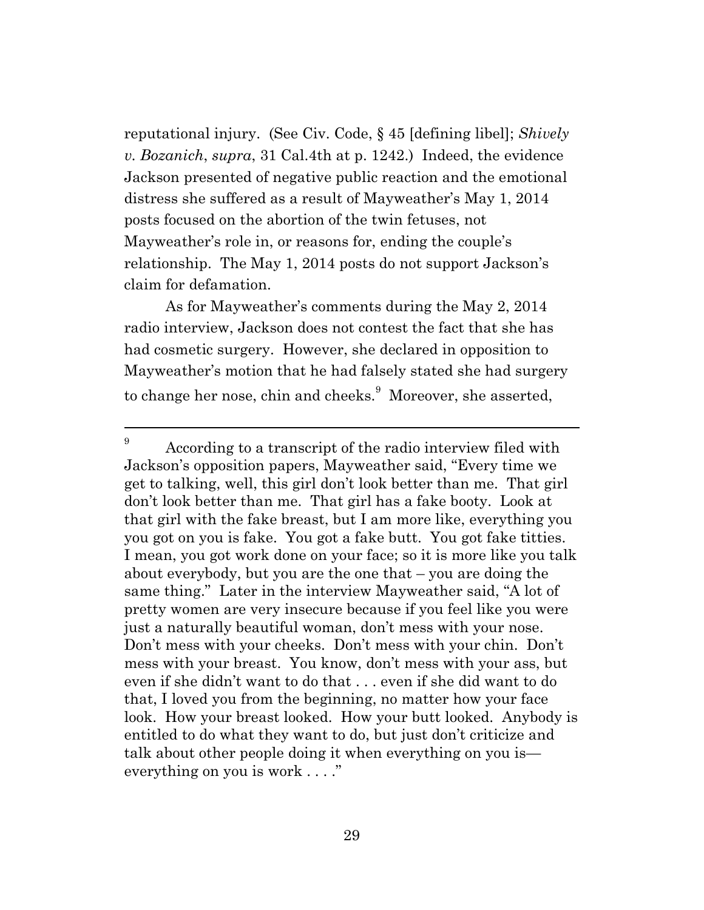reputational injury. (See Civ. Code, § 45 [defining libel]; *Shively v. Bozanich*, *supra*, 31 Cal.4th at p. 1242.) Indeed, the evidence Jackson presented of negative public reaction and the emotional distress she suffered as a result of Mayweather's May 1, 2014 posts focused on the abortion of the twin fetuses, not Mayweather's role in, or reasons for, ending the couple's relationship. The May 1, 2014 posts do not support Jackson's claim for defamation.

As for Mayweather's comments during the May 2, 2014 radio interview, Jackson does not contest the fact that she has had cosmetic surgery. However, she declared in opposition to Mayweather's motion that he had falsely stated she had surgery to change her nose, chin and cheeks.[9] Moreover, she asserted,

---

[9] According to a transcript of the radio interview filed with Jackson's opposition papers, Mayweather said, "Every time we get to talking, well, this girl don't look better than me. That girl don't look better than me. That girl has a fake booty. Look at that girl with the fake breast, but I am more like, everything you you got on you is fake. You got a fake butt. You got fake titties. I mean, you got work done on your face; so it is more like you talk about everybody, but you are the one that – you are doing the same thing." Later in the interview Mayweather said, "A lot of pretty women are very insecure because if you feel like you were just a naturally beautiful woman, don't mess with your nose. Don't mess with your cheeks. Don't mess with your chin. Don't mess with your breast. You know, don't mess with your ass, but even if she didn't want to do that . . . even if she did want to do that, I loved you from the beginning, no matter how your face look. How your breast looked. How your butt looked. Anybody is entitled to do what they want to do, but just don't criticize and talk about other people doing it when everything on you is— everything on you is work . . . ."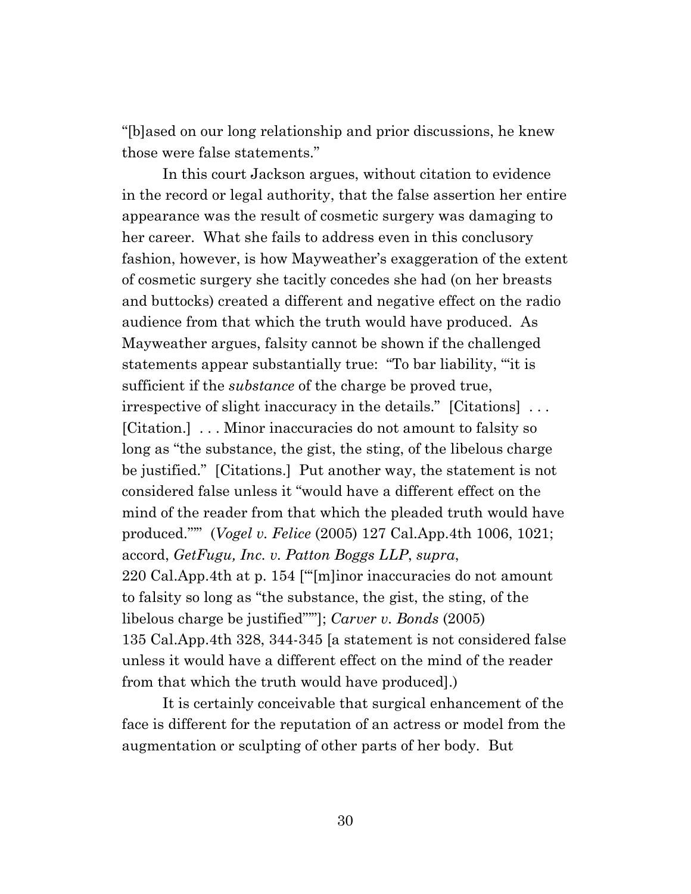"[b]ased on our long relationship and prior discussions, he knew those were false statements."

In this court Jackson argues, without citation to evidence in the record or legal authority, that the false assertion her entire appearance was the result of cosmetic surgery was damaging to her career. What she fails to address even in this conclusory fashion, however, is how Mayweather's exaggeration of the extent of cosmetic surgery she tacitly concedes she had (on her breasts and buttocks) created a different and negative effect on the radio audience from that which the truth would have produced. As Mayweather argues, falsity cannot be shown if the challenged statements appear substantially true: "To bar liability, '"it is sufficient if the *substance* of the charge be proved true, irrespective of slight inaccuracy in the details." [Citations] . . . [Citation.] . . . Minor inaccuracies do not amount to falsity so long as "the substance, the gist, the sting, of the libelous charge be justified." [Citations.] Put another way, the statement is not considered false unless it "would have a different effect on the mind of the reader from that which the pleaded truth would have produced."'" (*Vogel v. Felice* (2005) 127 Cal.App.4th 1006, 1021; accord, *GetFugu, Inc. v. Patton Boggs LLP*, *supra*, 220 Cal.App.4th at p. 154 ['"[m]inor inaccuracies do not amount to falsity so long as "the substance, the gist, the sting, of the libelous charge be justified"'"]; *Carver v. Bonds* (2005) 135 Cal.App.4th 328, 344-345 [a statement is not considered false unless it would have a different effect on the mind of the reader from that which the truth would have produced].)

It is certainly conceivable that surgical enhancement of the face is different for the reputation of an actress or model from the augmentation or sculpting of other parts of her body. But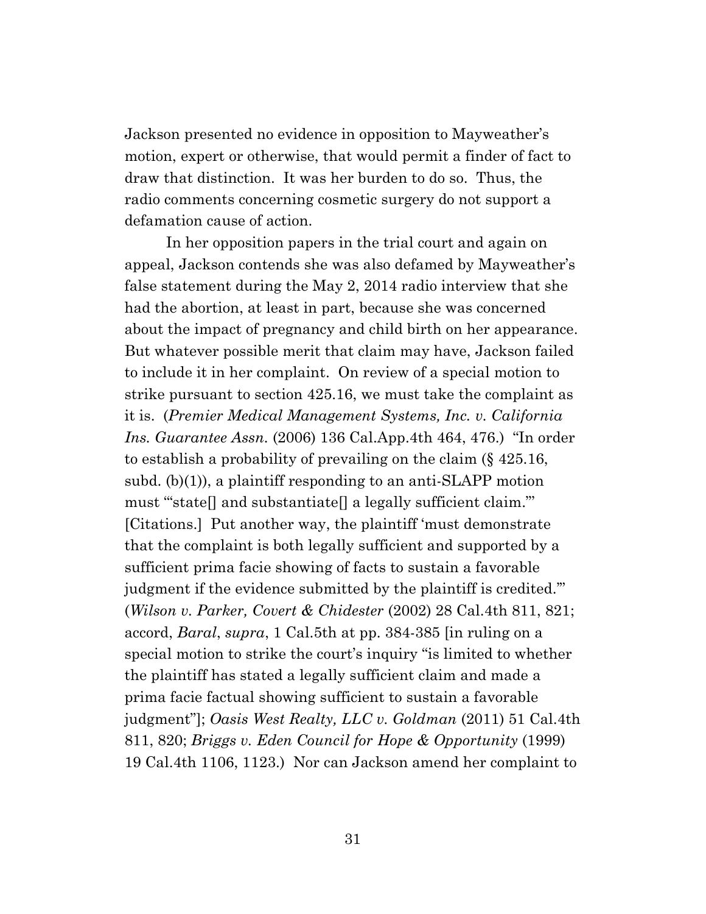Jackson presented no evidence in opposition to Mayweather's motion, expert or otherwise, that would permit a finder of fact to draw that distinction. It was her burden to do so. Thus, the radio comments concerning cosmetic surgery do not support a defamation cause of action.

In her opposition papers in the trial court and again on appeal, Jackson contends she was also defamed by Mayweather's false statement during the May 2, 2014 radio interview that she had the abortion, at least in part, because she was concerned about the impact of pregnancy and child birth on her appearance. But whatever possible merit that claim may have, Jackson failed to include it in her complaint. On review of a special motion to strike pursuant to section 425.16, we must take the complaint as it is. (*Premier Medical Management Systems, Inc. v. California Ins. Guarantee Assn.* (2006) 136 Cal.App.4th 464, 476.) "In order to establish a probability of prevailing on the claim (§ 425.16, subd. (b)(1)), a plaintiff responding to an anti-SLAPP motion must '"state[] and substantiate[] a legally sufficient claim."' [Citations.] Put another way, the plaintiff 'must demonstrate that the complaint is both legally sufficient and supported by a sufficient prima facie showing of facts to sustain a favorable judgment if the evidence submitted by the plaintiff is credited.'" (*Wilson v. Parker, Covert & Chidester* (2002) 28 Cal.4th 811, 821; accord, *Baral*, *supra*, 1 Cal.5th at pp. 384-385 [in ruling on a special motion to strike the court's inquiry "is limited to whether the plaintiff has stated a legally sufficient claim and made a prima facie factual showing sufficient to sustain a favorable judgment"]; *Oasis West Realty, LLC v. Goldman* (2011) 51 Cal.4th 811, 820; *Briggs v. Eden Council for Hope & Opportunity* (1999) 19 Cal.4th 1106, 1123.) Nor can Jackson amend her complaint to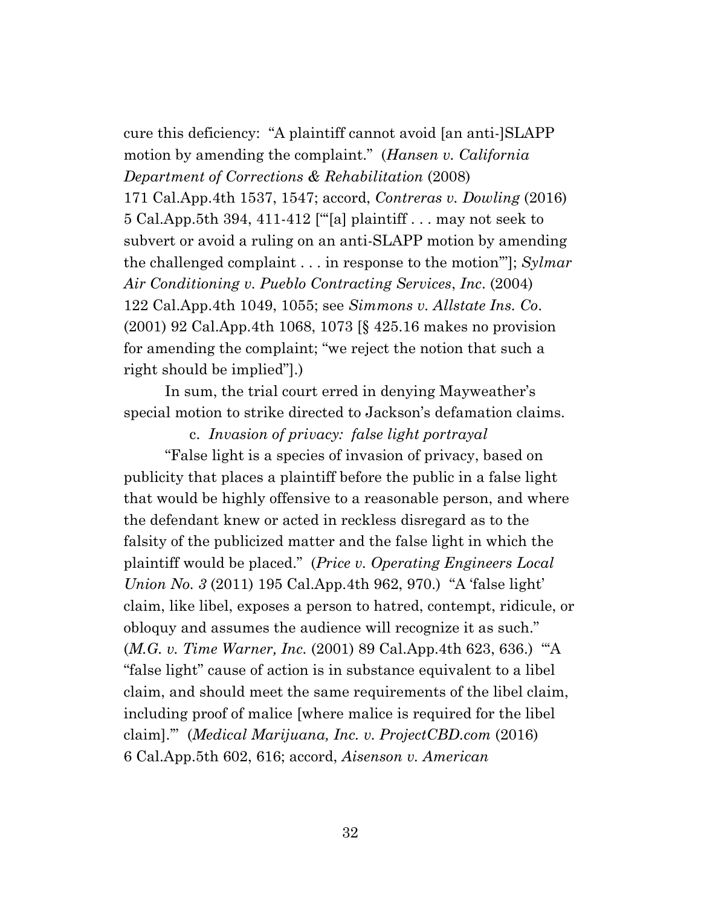cure this deficiency: "A plaintiff cannot avoid [an anti-]SLAPP motion by amending the complaint." (*Hansen v. California Department of Corrections & Rehabilitation* (2008) 171 Cal.App.4th 1537, 1547; accord, *Contreras v. Dowling* (2016) 5 Cal.App.5th 394, 411-412 ["'[a] plaintiff . . . may not seek to subvert or avoid a ruling on an anti-SLAPP motion by amending the challenged complaint . . . in response to the motion'"]; *Sylmar Air Conditioning v. Pueblo Contracting Services*, *Inc*. (2004) 122 Cal.App.4th 1049, 1055; see *Simmons v. Allstate Ins. Co*. (2001) 92 Cal.App.4th 1068, 1073 [§ 425.16 makes no provision for amending the complaint; "we reject the notion that such a right should be implied"].)

In sum, the trial court erred in denying Mayweather's special motion to strike directed to Jackson's defamation claims.

c. *Invasion of privacy: false light portrayal*

"False light is a species of invasion of privacy, based on publicity that places a plaintiff before the public in a false light that would be highly offensive to a reasonable person, and where the defendant knew or acted in reckless disregard as to the falsity of the publicized matter and the false light in which the plaintiff would be placed." (*Price v. Operating Engineers Local Union No. 3* (2011) 195 Cal.App.4th 962, 970.) "A 'false light' claim, like libel, exposes a person to hatred, contempt, ridicule, or obloquy and assumes the audience will recognize it as such." (*M.G. v. Time Warner, Inc.* (2001) 89 Cal.App.4th 623, 636.) "'A "false light" cause of action is in substance equivalent to a libel claim, and should meet the same requirements of the libel claim, including proof of malice [where malice is required for the libel claim].'" (*Medical Marijuana, Inc. v. ProjectCBD.com* (2016) 6 Cal.App.5th 602, 616; accord, *Aisenson v. American*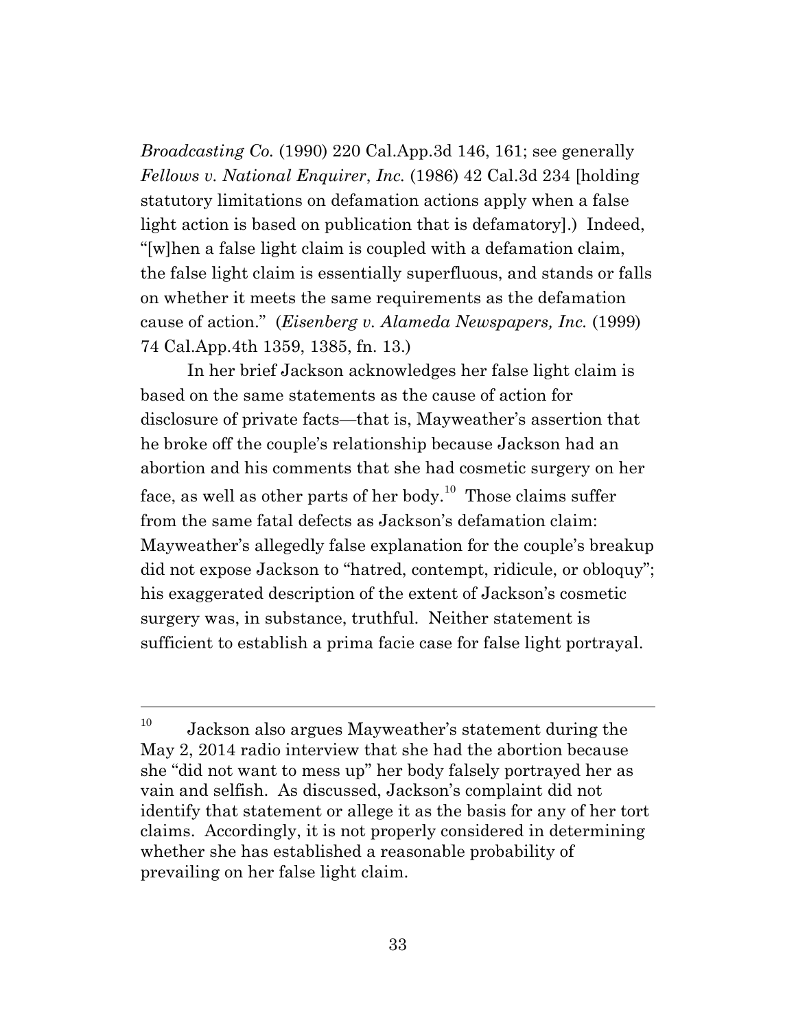*Broadcasting Co.* (1990) 220 Cal.App.3d 146, 161; see generally *Fellows v. National Enquirer*, *Inc.* (1986) 42 Cal.3d 234 [holding statutory limitations on defamation actions apply when a false light action is based on publication that is defamatory].) Indeed, "[w]hen a false light claim is coupled with a defamation claim, the false light claim is essentially superfluous, and stands or falls on whether it meets the same requirements as the defamation cause of action." (*Eisenberg v. Alameda Newspapers, Inc.* (1999) 74 Cal.App.4th 1359, 1385, fn. 13.)

In her brief Jackson acknowledges her false light claim is based on the same statements as the cause of action for disclosure of private facts—that is, Mayweather's assertion that he broke off the couple's relationship because Jackson had an abortion and his comments that she had cosmetic surgery on her face, as well as other parts of her body.[10] Those claims suffer from the same fatal defects as Jackson's defamation claim: Mayweather's allegedly false explanation for the couple's breakup did not expose Jackson to "hatred, contempt, ridicule, or obloquy"; his exaggerated description of the extent of Jackson's cosmetic surgery was, in substance, truthful. Neither statement is sufficient to establish a prima facie case for false light portrayal.

---

[10] Jackson also argues Mayweather's statement during the May 2, 2014 radio interview that she had the abortion because she "did not want to mess up" her body falsely portrayed her as vain and selfish. As discussed, Jackson's complaint did not identify that statement or allege it as the basis for any of her tort claims. Accordingly, it is not properly considered in determining whether she has established a reasonable probability of prevailing on her false light claim.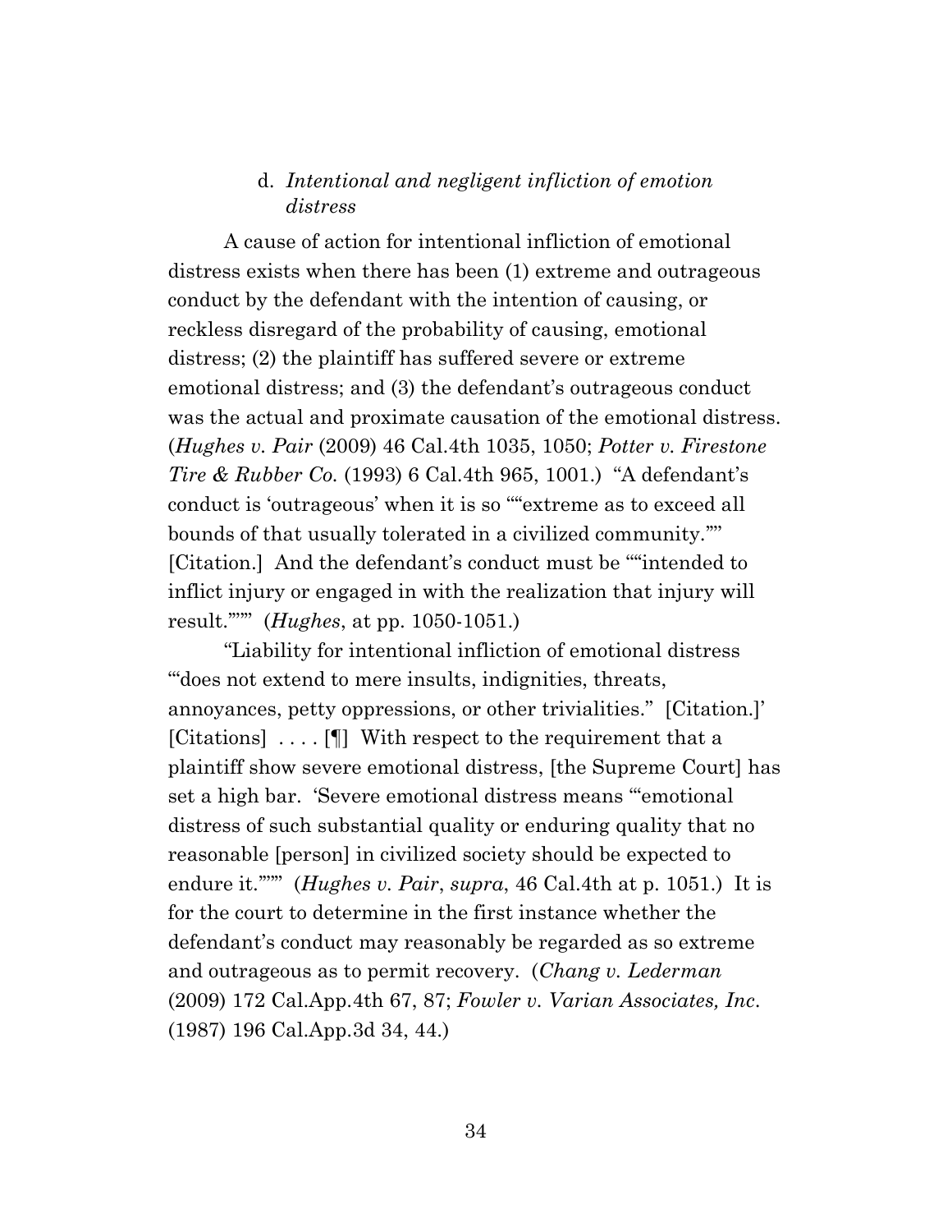### d. *Intentional and negligent infliction of emotion distress*

A cause of action for intentional infliction of emotional distress exists when there has been (1) extreme and outrageous conduct by the defendant with the intention of causing, or reckless disregard of the probability of causing, emotional distress; (2) the plaintiff has suffered severe or extreme emotional distress; and (3) the defendant's outrageous conduct was the actual and proximate causation of the emotional distress. (*Hughes v. Pair* (2009) 46 Cal.4th 1035, 1050; *Potter v. Firestone Tire & Rubber Co.* (1993) 6 Cal.4th 965, 1001.) "A defendant's conduct is 'outrageous' when it is so ""extreme as to exceed all bounds of that usually tolerated in a civilized community."" [Citation.] And the defendant's conduct must be ""intended to inflict injury or engaged in with the realization that injury will result.""" (*Hughes*, at pp. 1050-1051.)

"Liability for intentional infliction of emotional distress "'does not extend to mere insults, indignities, threats, annoyances, petty oppressions, or other trivialities." [Citation.]' [Citations] . . . . [¶] With respect to the requirement that a plaintiff show severe emotional distress, [the Supreme Court] has set a high bar. 'Severe emotional distress means "'emotional distress of such substantial quality or enduring quality that no reasonable [person] in civilized society should be expected to endure it."'" (*Hughes v. Pair*, *supra*, 46 Cal.4th at p. 1051.) It is for the court to determine in the first instance whether the defendant's conduct may reasonably be regarded as so extreme and outrageous as to permit recovery. (*Chang v. Lederman* (2009) 172 Cal.App.4th 67, 87; *Fowler v. Varian Associates, Inc*. (1987) 196 Cal.App.3d 34, 44.)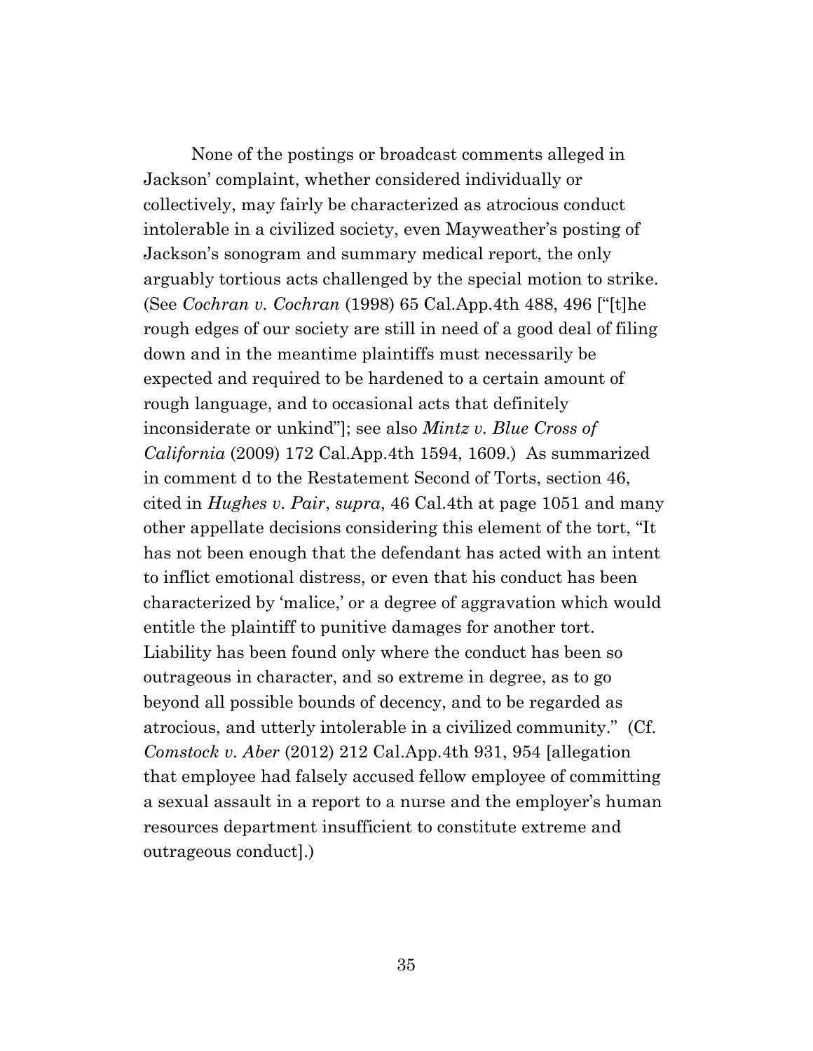None of the postings or broadcast comments alleged in Jackson' complaint, whether considered individually or collectively, may fairly be characterized as atrocious conduct intolerable in a civilized society, even Mayweather's posting of Jackson's sonogram and summary medical report, the only arguably tortious acts challenged by the special motion to strike. (See *Cochran v. Cochran* (1998) 65 Cal.App.4th 488, 496 ["[t]he rough edges of our society are still in need of a good deal of filing down and in the meantime plaintiffs must necessarily be expected and required to be hardened to a certain amount of rough language, and to occasional acts that definitely inconsiderate or unkind"]; see also *Mintz v. Blue Cross of California* (2009) 172 Cal.App.4th 1594, 1609.) As summarized in comment d to the Restatement Second of Torts, section 46, cited in *Hughes v. Pair*, *supra*, 46 Cal.4th at page 1051 and many other appellate decisions considering this element of the tort, "It has not been enough that the defendant has acted with an intent to inflict emotional distress, or even that his conduct has been characterized by 'malice,' or a degree of aggravation which would entitle the plaintiff to punitive damages for another tort. Liability has been found only where the conduct has been so outrageous in character, and so extreme in degree, as to go beyond all possible bounds of decency, and to be regarded as atrocious, and utterly intolerable in a civilized community." (Cf. *Comstock v. Aber* (2012) 212 Cal.App.4th 931, 954 [allegation that employee had falsely accused fellow employee of committing a sexual assault in a report to a nurse and the employer's human resources department insufficient to constitute extreme and outrageous conduct].)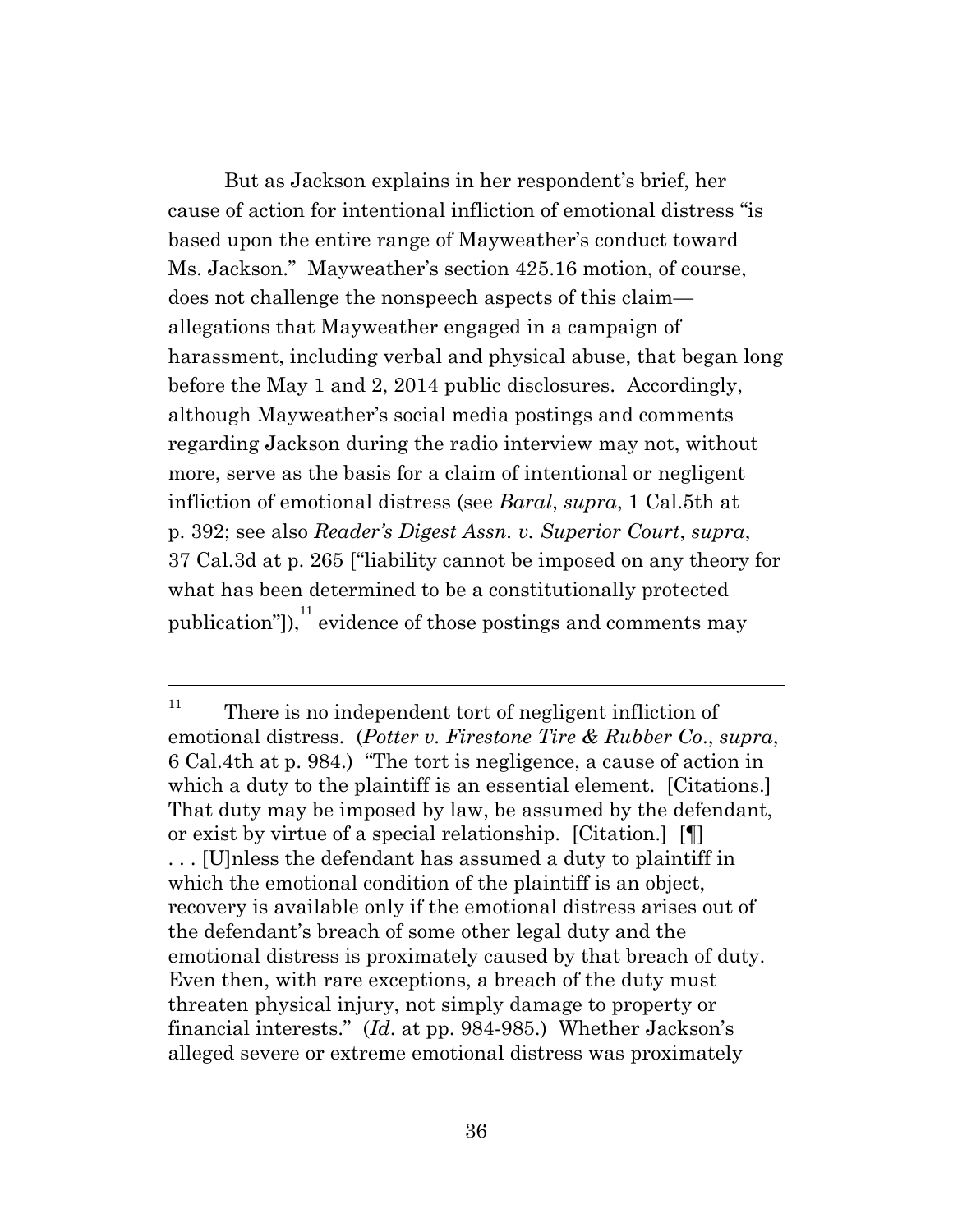But as Jackson explains in her respondent's brief, her cause of action for intentional infliction of emotional distress "is based upon the entire range of Mayweather's conduct toward Ms. Jackson." Mayweather's section 425.16 motion, of course, does not challenge the nonspeech aspects of this claim—allegations that Mayweather engaged in a campaign of harassment, including verbal and physical abuse, that began long before the May 1 and 2, 2014 public disclosures. Accordingly, although Mayweather's social media postings and comments regarding Jackson during the radio interview may not, without more, serve as the basis for a claim of intentional or negligent infliction of emotional distress (see *Baral*, *supra*, 1 Cal.5th at p. 392; see also *Reader's Digest Assn. v. Superior Court*, *supra*, 37 Cal.3d at p. 265 ["liability cannot be imposed on any theory for what has been determined to be a constitutionally protected publication"]),[11] evidence of those postings and comments may

---

[11] There is no independent tort of negligent infliction of emotional distress. (*Potter v. Firestone Tire & Rubber Co.*, *supra*, 6 Cal.4th at p. 984.) "The tort is negligence, a cause of action in which a duty to the plaintiff is an essential element. [Citations.] That duty may be imposed by law, be assumed by the defendant, or exist by virtue of a special relationship. [Citation.] [¶] . . . [U]nless the defendant has assumed a duty to plaintiff in which the emotional condition of the plaintiff is an object, recovery is available only if the emotional distress arises out of the defendant's breach of some other legal duty and the emotional distress is proximately caused by that breach of duty. Even then, with rare exceptions, a breach of the duty must threaten physical injury, not simply damage to property or financial interests." (*Id.* at pp. 984-985.) Whether Jackson's alleged severe or extreme emotional distress was proximately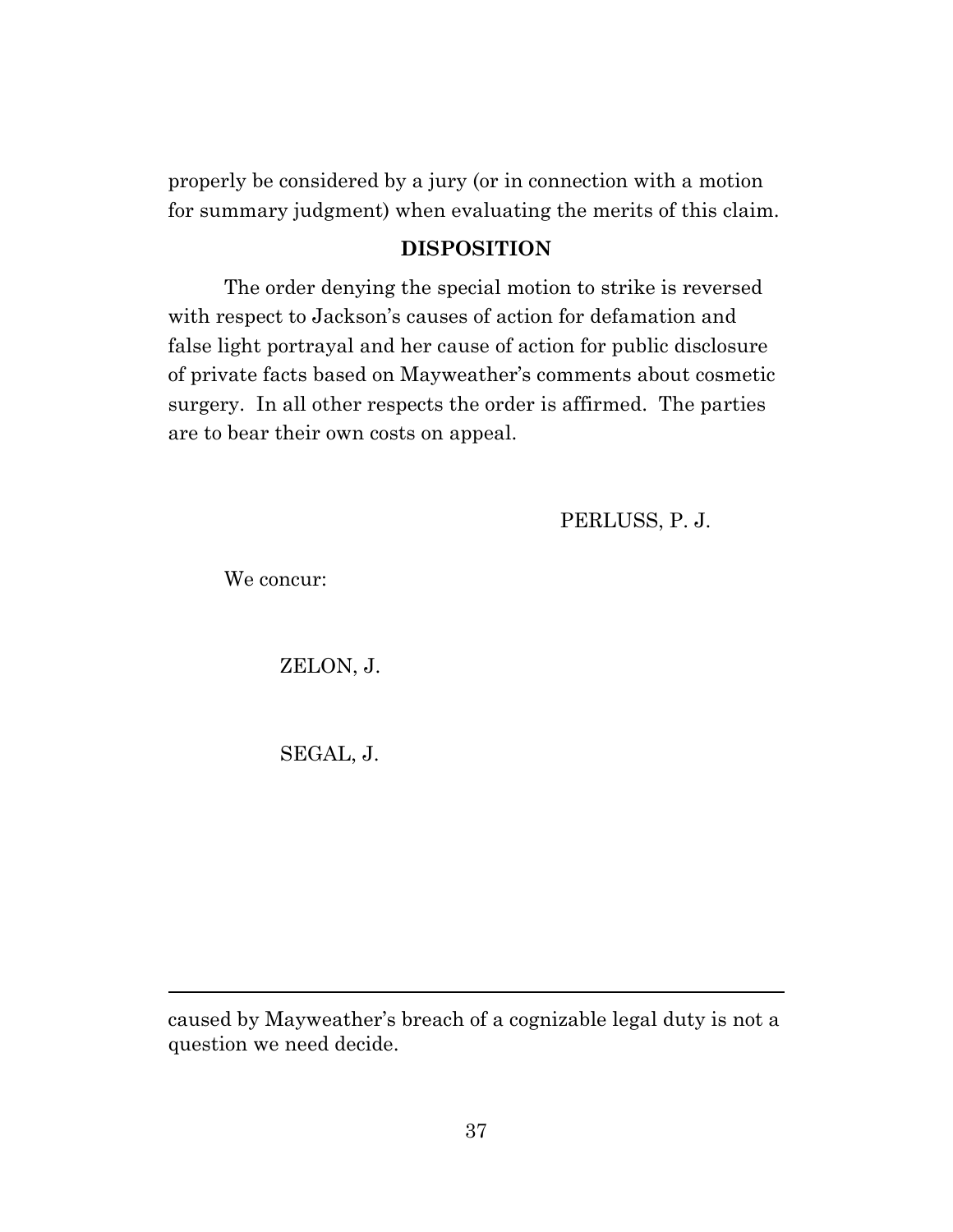properly be considered by a jury (or in connection with a motion for summary judgment) when evaluating the merits of this claim.

## DISPOSITION

The order denying the special motion to strike is reversed with respect to Jackson's causes of action for defamation and false light portrayal and her cause of action for public disclosure of private facts based on Mayweather's comments about cosmetic surgery. In all other respects the order is affirmed. The parties are to bear their own costs on appeal.

PERLUSS, P. J.

We concur:

ZELON, J.

SEGAL, J.

---

caused by Mayweather's breach of a cognizable legal duty is not a question we need decide.